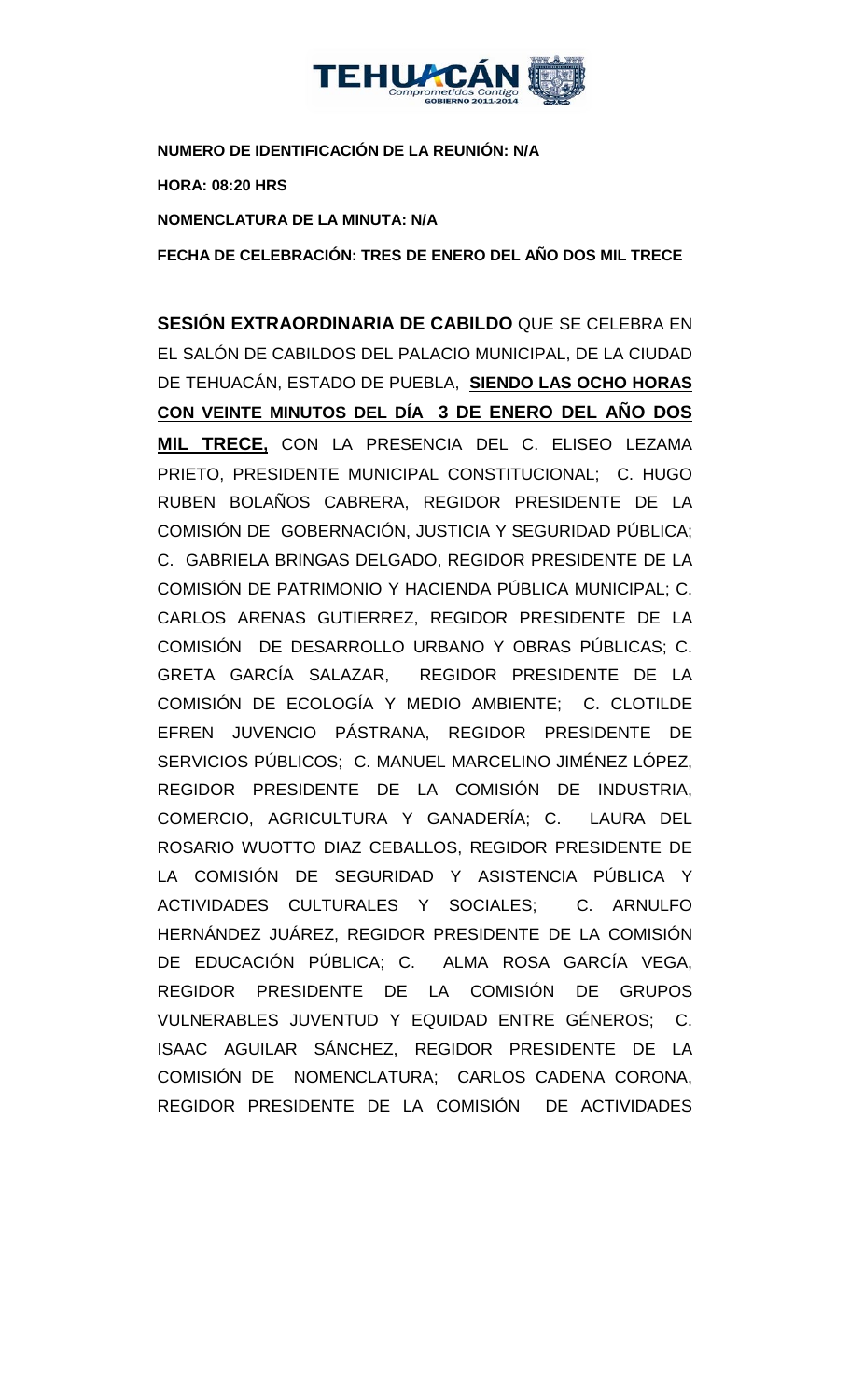**NUMERO DE IDENTIFICACIÓN DE LA REUNIÓN: N/A**

**HORA: 08:20 HRS**

**NOMENCLATURA DE LA MINUTA: N/A**

**FECHA DE CELEBRACIÓN: TRES DE ENERO DEL AÑO DOS MIL TRECE**

**SESIÓN EXTRAORDINARIA DE CABILDO** QUE SE CELEBRA EN EL SALÓN DE CABILDOS DEL PALACIO MUNICIPAL, DE LA CIUDAD DE TEHUACÁN, ESTADO DE PUEBLA, **SIENDO LAS OCHO HORAS CON VEINTE MINUTOS DEL DÍA 3 DE ENERO DEL AÑO DOS MIL TRECE,** CON LA PRESENCIA DEL C. ELISEO LEZAMA PRIETO, PRESIDENTE MUNICIPAL CONSTITUCIONAL; C. HUGO RUBEN BOLAÑOS CABRERA, REGIDOR PRESIDENTE DE LA COMISIÓN DE GOBERNACIÓN, JUSTICIA Y SEGURIDAD PÚBLICA; C. GABRIELA BRINGAS DELGADO, REGIDOR PRESIDENTE DE LA COMISIÓN DE PATRIMONIO Y HACIENDA PÚBLICA MUNICIPAL; C. CARLOS ARENAS GUTIERREZ, REGIDOR PRESIDENTE DE LA COMISIÓN DE DESARROLLO URBANO Y OBRAS PÚBLICAS; C. GRETA GARCÍA SALAZAR, REGIDOR PRESIDENTE DE LA COMISIÓN DE ECOLOGÍA Y MEDIO AMBIENTE; C. CLOTILDE EFREN JUVENCIO PÁSTRANA, REGIDOR PRESIDENTE DE SERVICIOS PÚBLICOS; C. MANUEL MARCELINO JIMÉNEZ LÓPEZ, REGIDOR PRESIDENTE DE LA COMISIÓN DE INDUSTRIA, COMERCIO, AGRICULTURA Y GANADERÍA; C. LAURA DEL ROSARIO WUOTTO DIAZ CEBALLOS, REGIDOR PRESIDENTE DE LA COMISIÓN DE SEGURIDAD Y ASISTENCIA PÚBLICA Y ACTIVIDADES CULTURALES Y SOCIALES; C. ARNULFO HERNÁNDEZ JUÁREZ, REGIDOR PRESIDENTE DE LA COMISIÓN DE EDUCACIÓN PÚBLICA; C. ALMA ROSA GARCÍA VEGA, REGIDOR PRESIDENTE DE LA COMISIÓN DE GRUPOS VULNERABLES JUVENTUD Y EQUIDAD ENTRE GÉNEROS; C. ISAAC AGUILAR SÁNCHEZ, REGIDOR PRESIDENTE DE LA COMISIÓN DE NOMENCLATURA; CARLOS CADENA CORONA, REGIDOR PRESIDENTE DE LA COMISIÓN DE ACTIVIDADES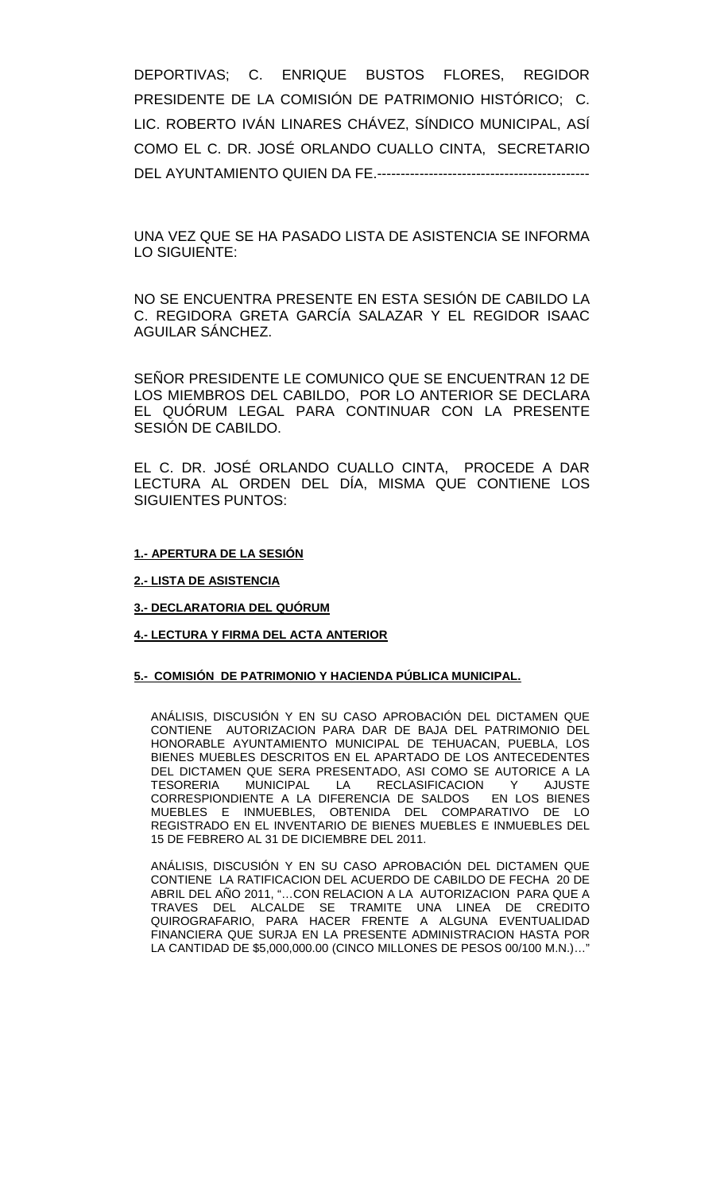DEPORTIVAS; C. ENRIQUE BUSTOS FLORES, REGIDOR PRESIDENTE DE LA COMISIÓN DE PATRIMONIO HISTÓRICO; C. LIC. ROBERTO IVÁN LINARES CHÁVEZ, SÍNDICO MUNICIPAL, ASÍ COMO EL C. DR. JOSÉ ORLANDO CUALLO CINTA, SECRETARIO DEL AYUNTAMIENTO QUIEN DA FE.---------------------------------------------

UNA VEZ QUE SE HA PASADO LISTA DE ASISTENCIA SE INFORMA LO SIGUIENTE:

NO SE ENCUENTRA PRESENTE EN ESTA SESIÓN DE CABILDO LA C. REGIDORA GRETA GARCÍA SALAZAR Y EL REGIDOR ISAAC AGUILAR SÁNCHEZ.

SEÑOR PRESIDENTE LE COMUNICO QUE SE ENCUENTRAN 12 DE LOS MIEMBROS DEL CABILDO, POR LO ANTERIOR SE DECLARA EL QUÓRUM LEGAL PARA CONTINUAR CON LA PRESENTE SESIÓN DE CABILDO.

EL C. DR. JOSÉ ORLANDO CUALLO CINTA, PROCEDE A DAR LECTURA AL ORDEN DEL DÍA, MISMA QUE CONTIENE LOS SIGUIENTES PUNTOS:

**1.- APERTURA DE LA SESIÓN**

**2.- LISTA DE ASISTENCIA**

**3.- DECLARATORIA DEL QUÓRUM**

**4.- LECTURA Y FIRMA DEL ACTA ANTERIOR**

**5.- COMISIÓN DE PATRIMONIO Y HACIENDA PÚBLICA MUNICIPAL.**

ANÁLISIS, DISCUSIÓN Y EN SU CASO APROBACIÓN DEL DICTAMEN QUE CONTIENE AUTORIZACION PARA DAR DE BAJA DEL PATRIMONIO DEL HONORABLE AYUNTAMIENTO MUNICIPAL DE TEHUACAN, PUEBLA, LOS BIENES MUEBLES DESCRITOS EN EL APARTADO DE LOS ANTECEDENTES DEL DICTAMEN QUE SERA PRESENTADO, ASI COMO SE AUTORICE A LA TESORERIA MUNICIPAL LA RECLASIFICACION Y AJUSTE CORRESPIONDIENTE A LA DIFERENCIA DE SALDOS EN LOS BIENES MUEBLES E INMUEBLES, OBTENIDA DEL COMPARATIVO DE LO REGISTRADO EN EL INVENTARIO DE BIENES MUEBLES E INMUEBLES DEL 15 DE FEBRERO AL 31 DE DICIEMBRE DEL 2011.

ANÁLISIS, DISCUSIÓN Y EN SU CASO APROBACIÓN DEL DICTAMEN QUE CONTIENE LA RATIFICACION DEL ACUERDO DE CABILDO DE FECHA 20 DE ABRIL DEL AÑO 2011, "…CON RELACION A LA AUTORIZACION PARA QUE A TRAVES DEL ALCALDE SE TRAMITE UNA LINEA DE CREDITO QUIROGRAFARIO, PARA HACER FRENTE A ALGUNA EVENTUALIDAD FINANCIERA QUE SURJA EN LA PRESENTE ADMINISTRACION HASTA POR LA CANTIDAD DE $5,000,000.00 (CINCO MILLONES DE PESOS 00/100 M.N.)…"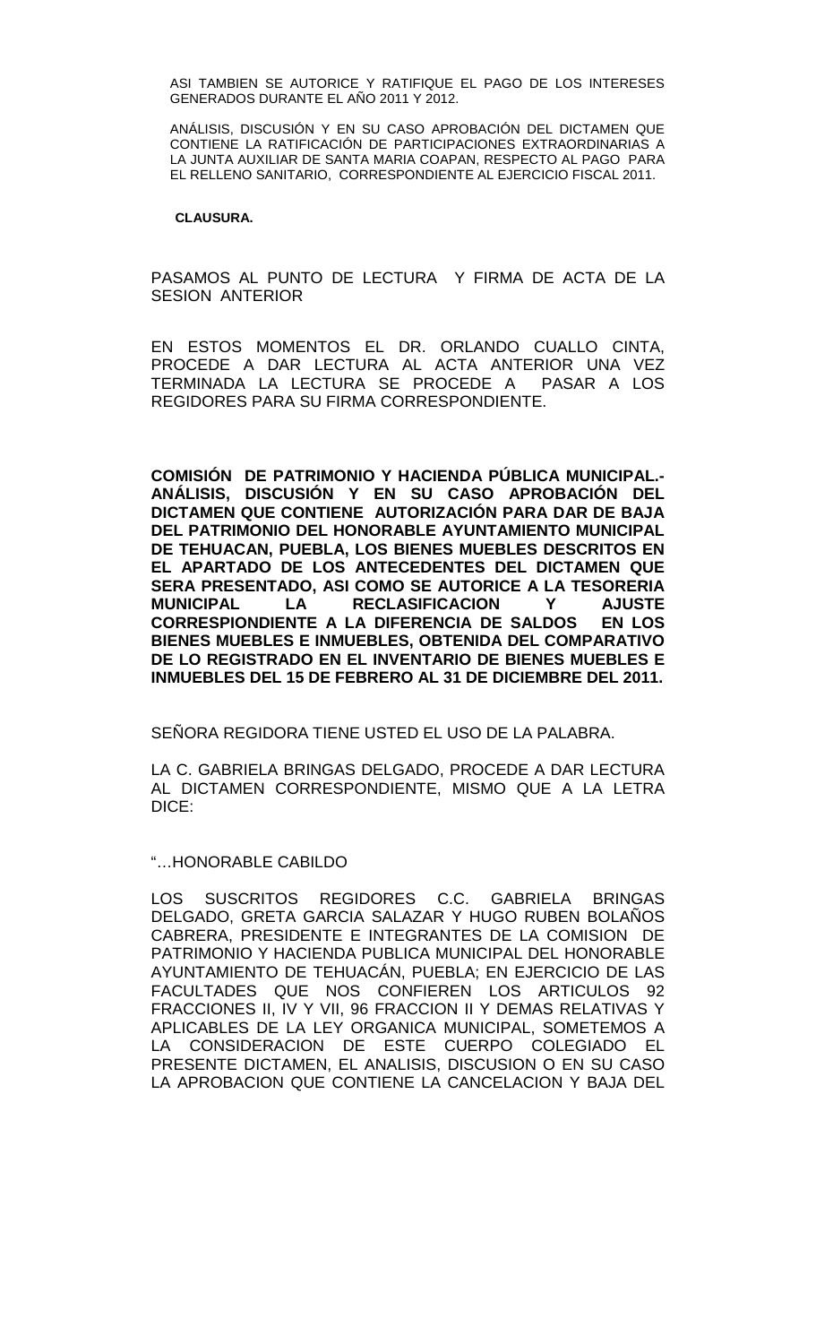ASI TAMBIEN SE AUTORICE Y RATIFIQUE EL PAGO DE LOS INTERESES GENERADOS DURANTE EL AÑO 2011 Y 2012.

ANÁLISIS, DISCUSIÓN Y EN SU CASO APROBACIÓN DEL DICTAMEN QUE CONTIENE LA RATIFICACIÓN DE PARTICIPACIONES EXTRAORDINARIAS A LA JUNTA AUXILIAR DE SANTA MARIA COAPAN, RESPECTO AL PAGO PARA EL RELLENO SANITARIO, CORRESPONDIENTE AL EJERCICIO FISCAL 2011.

**CLAUSURA.**

PASAMOS AL PUNTO DE LECTURA Y FIRMA DE ACTA DE LA SESION ANTERIOR

EN ESTOS MOMENTOS EL DR. ORLANDO CUALLO CINTA, PROCEDE A DAR LECTURA AL ACTA ANTERIOR UNA VEZ TERMINADA LA LECTURA SE PROCEDE A PASAR A LOS REGIDORES PARA SU FIRMA CORRESPONDIENTE.

**COMISIÓN DE PATRIMONIO Y HACIENDA PÚBLICA MUNICIPAL.- ANÁLISIS, DISCUSIÓN Y EN SU CASO APROBACIÓN DEL DICTAMEN QUE CONTIENE AUTORIZACIÓN PARA DAR DE BAJA DEL PATRIMONIO DEL HONORABLE AYUNTAMIENTO MUNICIPAL DE TEHUACAN, PUEBLA, LOS BIENES MUEBLES DESCRITOS EN EL APARTADO DE LOS ANTECEDENTES DEL DICTAMEN QUE SERA PRESENTADO, ASI COMO SE AUTORICE A LA TESORERIA MUNICIPAL LA RECLASIFICACION Y AJUSTE CORRESPIONDIENTE A LA DIFERENCIA DE SALDOS EN LOS BIENES MUEBLES E INMUEBLES, OBTENIDA DEL COMPARATIVO DE LO REGISTRADO EN EL INVENTARIO DE BIENES MUEBLES E INMUEBLES DEL 15 DE FEBRERO AL 31 DE DICIEMBRE DEL 2011.**

SEÑORA REGIDORA TIENE USTED EL USO DE LA PALABRA.

LA C. GABRIELA BRINGAS DELGADO, PROCEDE A DAR LECTURA AL DICTAMEN CORRESPONDIENTE, MISMO QUE A LA LETRA DICE:

"…HONORABLE CABILDO

LOS SUSCRITOS REGIDORES C.C. GABRIELA BRINGAS DELGADO, GRETA GARCIA SALAZAR Y HUGO RUBEN BOLAÑOS CABRERA, PRESIDENTE E INTEGRANTES DE LA COMISION DE PATRIMONIO Y HACIENDA PUBLICA MUNICIPAL DEL HONORABLE AYUNTAMIENTO DE TEHUACÁN, PUEBLA; EN EJERCICIO DE LAS FACULTADES QUE NOS CONFIEREN LOS ARTICULOS 92 FRACCIONES II, IV Y VII, 96 FRACCION II Y DEMAS RELATIVAS Y APLICABLES DE LA LEY ORGANICA MUNICIPAL, SOMETEMOS A LA CONSIDERACION DE ESTE CUERPO COLEGIADO EL PRESENTE DICTAMEN, EL ANALISIS, DISCUSION O EN SU CASO LA APROBACION QUE CONTIENE LA CANCELACION Y BAJA DEL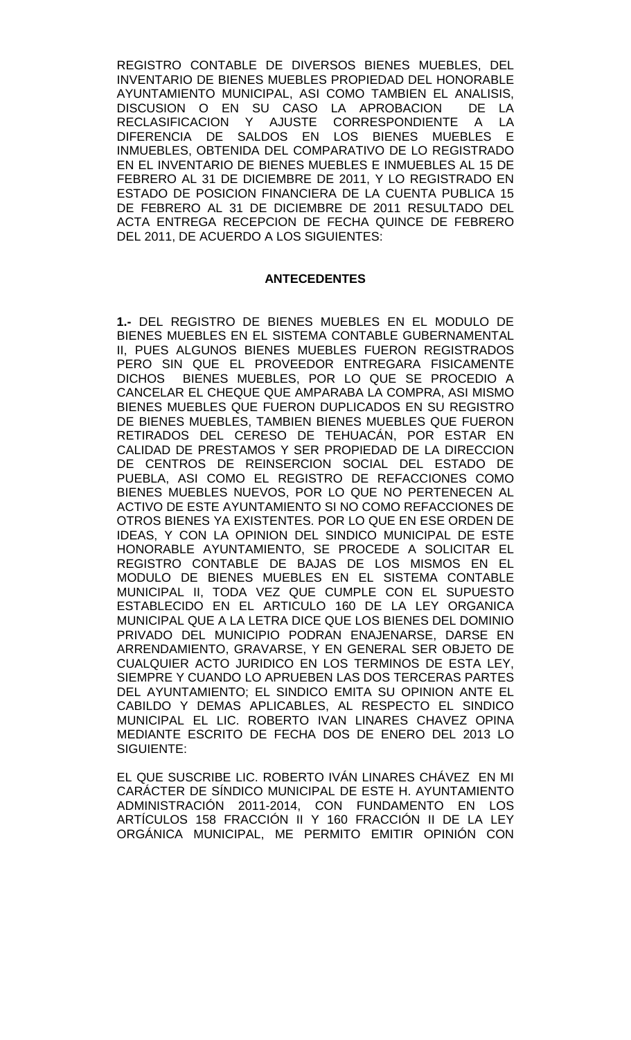REGISTRO CONTABLE DE DIVERSOS BIENES MUEBLES, DEL INVENTARIO DE BIENES MUEBLES PROPIEDAD DEL HONORABLE AYUNTAMIENTO MUNICIPAL, ASI COMO TAMBIEN EL ANALISIS, DISCUSION O EN SU CASO LA APROBACION DE LA RECLASIFICACION Y AJUSTE CORRESPONDIENTE A LA DIFERENCIA DE SALDOS EN LOS BIENES MUEBLES E INMUEBLES, OBTENIDA DEL COMPARATIVO DE LO REGISTRADO EN EL INVENTARIO DE BIENES MUEBLES E INMUEBLES AL 15 DE FEBRERO AL 31 DE DICIEMBRE DE 2011, Y LO REGISTRADO EN ESTADO DE POSICION FINANCIERA DE LA CUENTA PUBLICA 15 DE FEBRERO AL 31 DE DICIEMBRE DE 2011 RESULTADO DEL ACTA ENTREGA RECEPCION DE FECHA QUINCE DE FEBRERO DEL 2011, DE ACUERDO A LOS SIGUIENTES:

## ANTECEDENTES

**1.-** DEL REGISTRO DE BIENES MUEBLES EN EL MODULO DE BIENES MUEBLES EN EL SISTEMA CONTABLE GUBERNAMENTAL II, PUES ALGUNOS BIENES MUEBLES FUERON REGISTRADOS PERO SIN QUE EL PROVEEDOR ENTREGARA FISICAMENTE DICHOS BIENES MUEBLES, POR LO QUE SE PROCEDIO A CANCELAR EL CHEQUE QUE AMPARABA LA COMPRA, ASI MISMO BIENES MUEBLES QUE FUERON DUPLICADOS EN SU REGISTRO DE BIENES MUEBLES, TAMBIEN BIENES MUEBLES QUE FUERON RETIRADOS DEL CERESO DE TEHUACÁN, POR ESTAR EN CALIDAD DE PRESTAMOS Y SER PROPIEDAD DE LA DIRECCION DE CENTROS DE REINSERCION SOCIAL DEL ESTADO DE PUEBLA, ASI COMO EL REGISTRO DE REFACCIONES COMO BIENES MUEBLES NUEVOS, POR LO QUE NO PERTENECEN AL ACTIVO DE ESTE AYUNTAMIENTO SI NO COMO REFACCIONES DE OTROS BIENES YA EXISTENTES. POR LO QUE EN ESE ORDEN DE IDEAS, Y CON LA OPINION DEL SINDICO MUNICIPAL DE ESTE HONORABLE AYUNTAMIENTO, SE PROCEDE A SOLICITAR EL REGISTRO CONTABLE DE BAJAS DE LOS MISMOS EN EL MODULO DE BIENES MUEBLES EN EL SISTEMA CONTABLE MUNICIPAL II, TODA VEZ QUE CUMPLE CON EL SUPUESTO ESTABLECIDO EN EL ARTICULO 160 DE LA LEY ORGANICA MUNICIPAL QUE A LA LETRA DICE QUE LOS BIENES DEL DOMINIO PRIVADO DEL MUNICIPIO PODRAN ENAJENARSE, DARSE EN ARRENDAMIENTO, GRAVARSE, Y EN GENERAL SER OBJETO DE CUALQUIER ACTO JURIDICO EN LOS TERMINOS DE ESTA LEY, SIEMPRE Y CUANDO LO APRUEBEN LAS DOS TERCERAS PARTES DEL AYUNTAMIENTO; EL SINDICO EMITA SU OPINION ANTE EL CABILDO Y DEMAS APLICABLES, AL RESPECTO EL SINDICO MUNICIPAL EL LIC. ROBERTO IVAN LINARES CHAVEZ OPINA MEDIANTE ESCRITO DE FECHA DOS DE ENERO DEL 2013 LO SIGUIENTE:

EL QUE SUSCRIBE LIC. ROBERTO IVÁN LINARES CHÁVEZ EN MI CARÁCTER DE SÍNDICO MUNICIPAL DE ESTE H. AYUNTAMIENTO ADMINISTRACIÓN 2011-2014, CON FUNDAMENTO EN LOS ARTÍCULOS 158 FRACCIÓN II Y 160 FRACCIÓN II DE LA LEY ORGÁNICA MUNICIPAL, ME PERMITO EMITIR OPINIÓN CON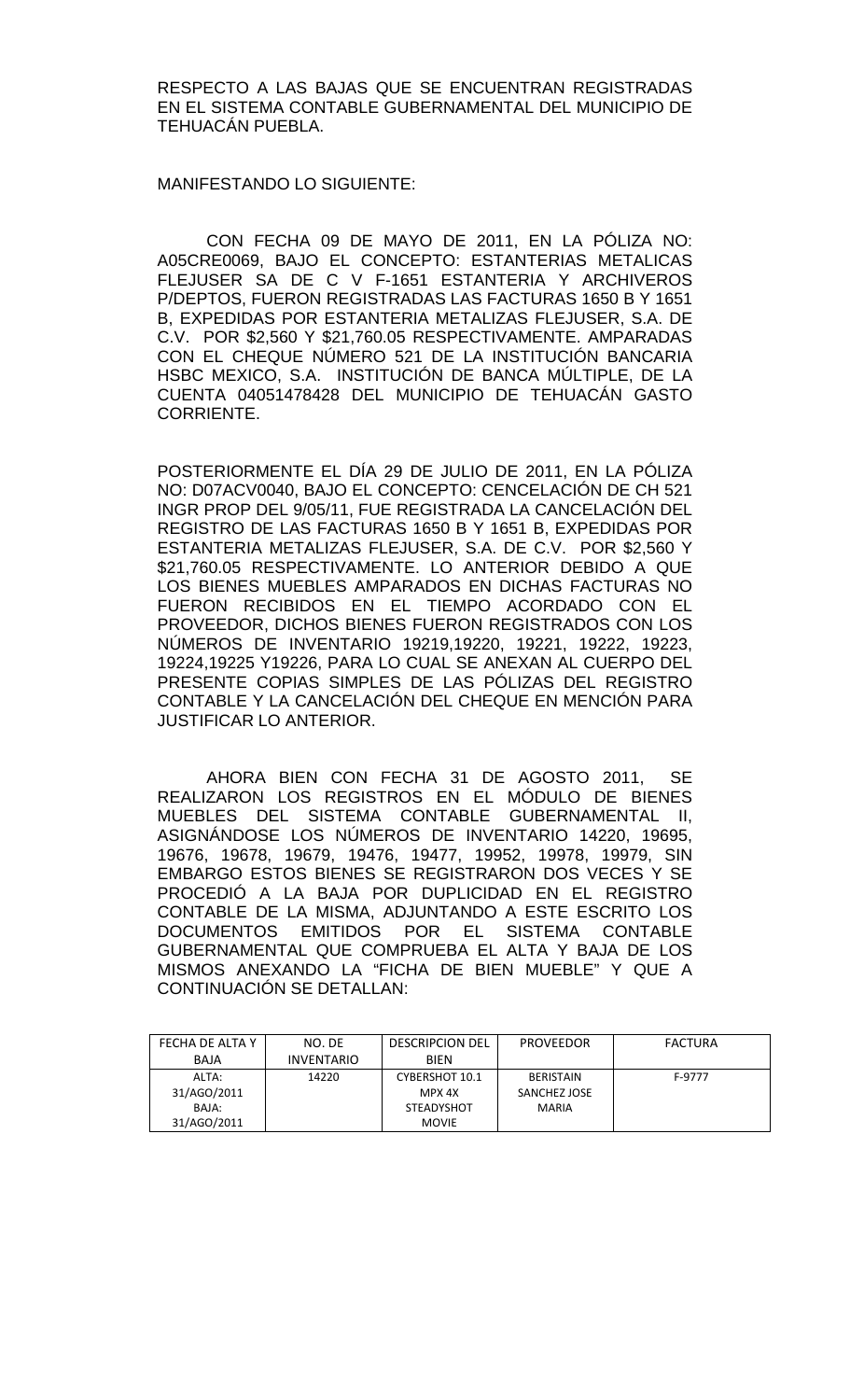RESPECTO A LAS BAJAS QUE SE ENCUENTRAN REGISTRADAS EN EL SISTEMA CONTABLE GUBERNAMENTAL DEL MUNICIPIO DE TEHUACÁN PUEBLA.

MANIFESTANDO LO SIGUIENTE:

CON FECHA 09 DE MAYO DE 2011, EN LA PÓLIZA NO: A05CRE0069, BAJO EL CONCEPTO: ESTANTERIAS METALICAS FLEJUSER SA DE C V F-1651 ESTANTERIA Y ARCHIVEROS P/DEPTOS, FUERON REGISTRADAS LAS FACTURAS 1650 B Y 1651 B, EXPEDIDAS POR ESTANTERIA METALIZAS FLEJUSER, S.A. DE C.V. POR $2,560 Y $21,760.05 RESPECTIVAMENTE. AMPARADAS CON EL CHEQUE NÚMERO 521 DE LA INSTITUCIÓN BANCARIA HSBC MEXICO, S.A. INSTITUCIÓN DE BANCA MÚLTIPLE, DE LA CUENTA 04051478428 DEL MUNICIPIO DE TEHUACÁN GASTO CORRIENTE.

POSTERIORMENTE EL DÍA 29 DE JULIO DE 2011, EN LA PÓLIZA NO: D07ACV0040, BAJO EL CONCEPTO: CENCELACIÓN DE CH 521 INGR PROP DEL 9/05/11, FUE REGISTRADA LA CANCELACIÓN DEL REGISTRO DE LAS FACTURAS 1650 B Y 1651 B, EXPEDIDAS POR ESTANTERIA METALIZAS FLEJUSER, S.A. DE C.V. POR $2,560 Y $21,760.05 RESPECTIVAMENTE. LO ANTERIOR DEBIDO A QUE LOS BIENES MUEBLES AMPARADOS EN DICHAS FACTURAS NO FUERON RECIBIDOS EN EL TIEMPO ACORDADO CON EL PROVEEDOR, DICHOS BIENES FUERON REGISTRADOS CON LOS NÚMEROS DE INVENTARIO 19219,19220, 19221, 19222, 19223, 19224,19225 Y19226, PARA LO CUAL SE ANEXAN AL CUERPO DEL PRESENTE COPIAS SIMPLES DE LAS PÓLIZAS DEL REGISTRO CONTABLE Y LA CANCELACIÓN DEL CHEQUE EN MENCIÓN PARA JUSTIFICAR LO ANTERIOR.

AHORA BIEN CON FECHA 31 DE AGOSTO 2011, SE REALIZARON LOS REGISTROS EN EL MÓDULO DE BIENES MUEBLES DEL SISTEMA CONTABLE GUBERNAMENTAL II, ASIGNÁNDOSE LOS NÚMEROS DE INVENTARIO 14220, 19695, 19676, 19678, 19679, 19476, 19477, 19952, 19978, 19979, SIN EMBARGO ESTOS BIENES SE REGISTRARON DOS VECES Y SE PROCEDIÓ A LA BAJA POR DUPLICIDAD EN EL REGISTRO CONTABLE DE LA MISMA, ADJUNTANDO A ESTE ESCRITO LOS DOCUMENTOS EMITIDOS POR EL SISTEMA CONTABLE GUBERNAMENTAL QUE COMPRUEBA EL ALTA Y BAJA DE LOS MISMOS ANEXANDO LA "FICHA DE BIEN MUEBLE" Y QUE A CONTINUACIÓN SE DETALLAN:

| FECHA DE ALTA Y BAJA | NO. DE INVENTARIO | DESCRIPCION DEL BIEN | PROVEEDOR | FACTURA |
|---|---|---|---|---|
| ALTA: 31/AGO/2011 BAJA: 31/AGO/2011 | 14220 | CYBERSHOT 10.1 MPX 4X STEADYSHOT MOVIE | BERISTAIN SANCHEZ JOSE MARIA | F-9777 |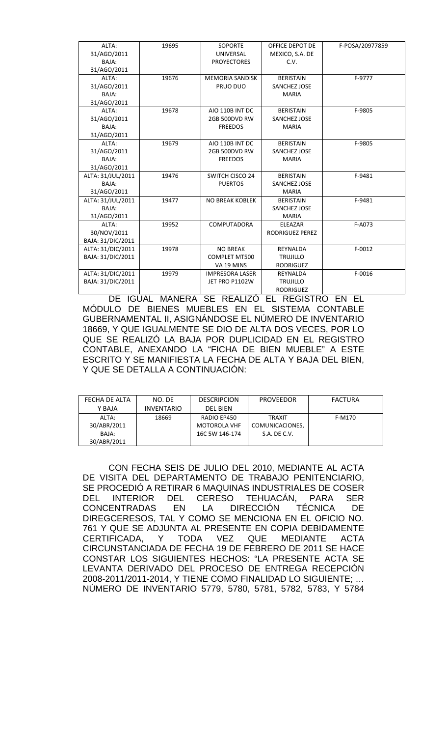| | | | | |
|---|---|---|---|---|
| ALTA: 31/AGO/2011 BAJA: 31/AGO/2011 | 19695 | SOPORTE UNIVERSAL PROYECTORES | OFFICE DEPOT DE MEXICO, S.A. DE C.V. | F-POSA/20977859 |
| ALTA: 31/AGO/2011 BAJA: 31/AGO/2011 | 19676 | MEMORIA SANDISK PRUO DUO | BERISTAIN SANCHEZ JOSE MARIA | F-9777 |
| ALTA: 31/AGO/2011 BAJA: 31/AGO/2011 | 19678 | AIO 110B INT DC 2GB 500DVD RW FREEDOS | BERISTAIN SANCHEZ JOSE MARIA | F-9805 |
| ALTA: 31/AGO/2011 BAJA: 31/AGO/2011 | 19679 | AIO 110B INT DC 2GB 500DVD RW FREEDOS | BERISTAIN SANCHEZ JOSE MARIA | F-9805 |
| ALTA: 31/JUL/2011 BAJA: 31/AGO/2011 | 19476 | SWITCH CISCO 24 PUERTOS | BERISTAIN SANCHEZ JOSE MARIA | F-9481 |
| ALTA: 31/JUL/2011 BAJA: 31/AGO/2011 | 19477 | NO BREAK KOBLEK | BERISTAIN SANCHEZ JOSE MARIA | F-9481 |
| ALTA: 30/NOV/2011 BAJA: 31/DIC/2011 | 19952 | COMPUTADORA | ELEAZAR RODRIGUEZ PEREZ | F-A073 |
| ALTA: 31/DIC/2011 BAJA: 31/DIC/2011 | 19978 | NO BREAK COMPLET MT500 VA 19 MINS | REYNALDA TRUJILLO RODRIGUEZ | F-0012 |
| ALTA: 31/DIC/2011 BAJA: 31/DIC/2011 | 19979 | IMPRESORA LASER JET PRO P1102W | REYNALDA TRUJILLO RODRIGUEZ | F-0016 |

DE IGUAL MANERA SE REALIZÓ EL REGISTRO EN EL MÓDULO DE BIENES MUEBLES EN EL SISTEMA CONTABLE GUBERNAMENTAL II, ASIGNÁNDOSE EL NÚMERO DE INVENTARIO 18669, Y QUE IGUALMENTE SE DIO DE ALTA DOS VECES, POR LO QUE SE REALIZÓ LA BAJA POR DUPLICIDAD EN EL REGISTRO CONTABLE, ANEXANDO LA "FICHA DE BIEN MUEBLE" A ESTE ESCRITO Y SE MANIFIESTA LA FECHA DE ALTA Y BAJA DEL BIEN, Y QUE SE DETALLA A CONTINUACIÓN:

| FECHA DE ALTA Y BAJA | NO. DE INVENTARIO | DESCRIPCION DEL BIEN | PROVEEDOR | FACTURA |
|---|---|---|---|---|
| ALTA: 30/ABR/2011 BAJA: 30/ABR/2011 | 18669 | RADIO EP450 MOTOROLA VHF 16C 5W 146-174 | TRAXIT COMUNICACIONES, S.A. DE C.V. | F-M170 |

CON FECHA SEIS DE JULIO DEL 2010, MEDIANTE AL ACTA DE VISITA DEL DEPARTAMENTO DE TRABAJO PENITENCIARIO, SE PROCEDIÓ A RETIRAR 6 MAQUINAS INDUSTRIALES DE COSER DEL INTERIOR DEL CERESO TEHUACÁN, PARA SER CONCENTRADAS EN LA DIRECCIÓN TÉCNICA DE DIREGCERESOS, TAL Y COMO SE MENCIONA EN EL OFICIO NO. 761 Y QUE SE ADJUNTA AL PRESENTE EN COPIA DEBIDAMENTE CERTIFICADA, Y TODA VEZ QUE MEDIANTE ACTA CIRCUNSTANCIADA DE FECHA 19 DE FEBRERO DE 2011 SE HACE CONSTAR LOS SIGUIENTES HECHOS: "LA PRESENTE ACTA SE LEVANTA DERIVADO DEL PROCESO DE ENTREGA RECEPCIÓN 2008-2011/2011-2014, Y TIENE COMO FINALIDAD LO SIGUIENTE; … NÚMERO DE INVENTARIO 5779, 5780, 5781, 5782, 5783, Y 5784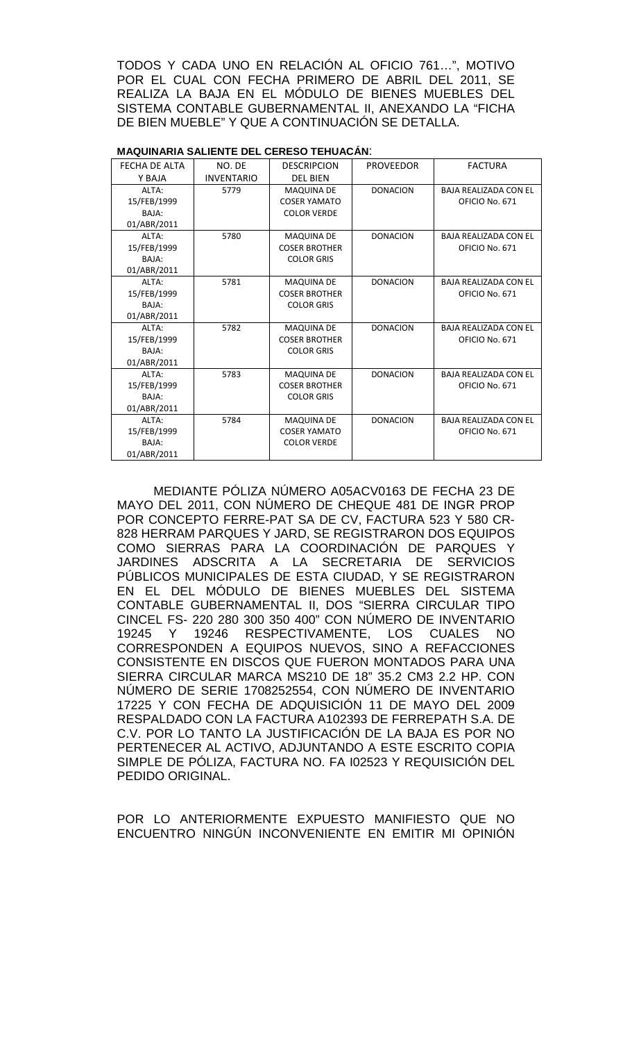TODOS Y CADA UNO EN RELACIÓN AL OFICIO 761…", MOTIVO POR EL CUAL CON FECHA PRIMERO DE ABRIL DEL 2011, SE REALIZA LA BAJA EN EL MÓDULO DE BIENES MUEBLES DEL SISTEMA CONTABLE GUBERNAMENTAL II, ANEXANDO LA "FICHA DE BIEN MUEBLE" Y QUE A CONTINUACIÓN SE DETALLA.

**MAQUINARIA SALIENTE DEL CERESO TEHUACÁN**:

| FECHA DE ALTA Y BAJA | NO. DE INVENTARIO | DESCRIPCION DEL BIEN | PROVEEDOR | FACTURA |
|---|---|---|---|---|
| ALTA: 15/FEB/1999 BAJA: 01/ABR/2011 | 5779 | MAQUINA DE COSER YAMATO COLOR VERDE | DONACION | BAJA REALIZADA CON EL OFICIO No. 671 |
| ALTA: 15/FEB/1999 BAJA: 01/ABR/2011 | 5780 | MAQUINA DE COSER BROTHER COLOR GRIS | DONACION | BAJA REALIZADA CON EL OFICIO No. 671 |
| ALTA: 15/FEB/1999 BAJA: 01/ABR/2011 | 5781 | MAQUINA DE COSER BROTHER COLOR GRIS | DONACION | BAJA REALIZADA CON EL OFICIO No. 671 |
| ALTA: 15/FEB/1999 BAJA: 01/ABR/2011 | 5782 | MAQUINA DE COSER BROTHER COLOR GRIS | DONACION | BAJA REALIZADA CON EL OFICIO No. 671 |
| ALTA: 15/FEB/1999 BAJA: 01/ABR/2011 | 5783 | MAQUINA DE COSER BROTHER COLOR GRIS | DONACION | BAJA REALIZADA CON EL OFICIO No. 671 |
| ALTA: 15/FEB/1999 BAJA: 01/ABR/2011 | 5784 | MAQUINA DE COSER YAMATO COLOR VERDE | DONACION | BAJA REALIZADA CON EL OFICIO No. 671 |

MEDIANTE PÓLIZA NÚMERO A05ACV0163 DE FECHA 23 DE MAYO DEL 2011, CON NÚMERO DE CHEQUE 481 DE INGR PROP POR CONCEPTO FERRE-PAT SA DE CV, FACTURA 523 Y 580 CR-828 HERRAM PARQUES Y JARD, SE REGISTRARON DOS EQUIPOS COMO SIERRAS PARA LA COORDINACIÓN DE PARQUES Y JARDINES ADSCRITA A LA SECRETARIA DE SERVICIOS PÚBLICOS MUNICIPALES DE ESTA CIUDAD, Y SE REGISTRARON EN EL DEL MÓDULO DE BIENES MUEBLES DEL SISTEMA CONTABLE GUBERNAMENTAL II, DOS "SIERRA CIRCULAR TIPO CINCEL FS- 220 280 300 350 400" CON NÚMERO DE INVENTARIO 19245 Y 19246 RESPECTIVAMENTE, LOS CUALES NO CORRESPONDEN A EQUIPOS NUEVOS, SINO A REFACCIONES CONSISTENTE EN DISCOS QUE FUERON MONTADOS PARA UNA SIERRA CIRCULAR MARCA MS210 DE 18" 35.2 CM3 2.2 HP. CON NÚMERO DE SERIE 1708252554, CON NÚMERO DE INVENTARIO 17225 Y CON FECHA DE ADQUISICIÓN 11 DE MAYO DEL 2009 RESPALDADO CON LA FACTURA A102393 DE FERREPATH S.A. DE C.V. POR LO TANTO LA JUSTIFICACIÓN DE LA BAJA ES POR NO PERTENECER AL ACTIVO, ADJUNTANDO A ESTE ESCRITO COPIA SIMPLE DE PÓLIZA, FACTURA NO. FA I02523 Y REQUISICIÓN DEL PEDIDO ORIGINAL.

POR LO ANTERIORMENTE EXPUESTO MANIFIESTO QUE NO ENCUENTRO NINGÚN INCONVENIENTE EN EMITIR MI OPINIÓN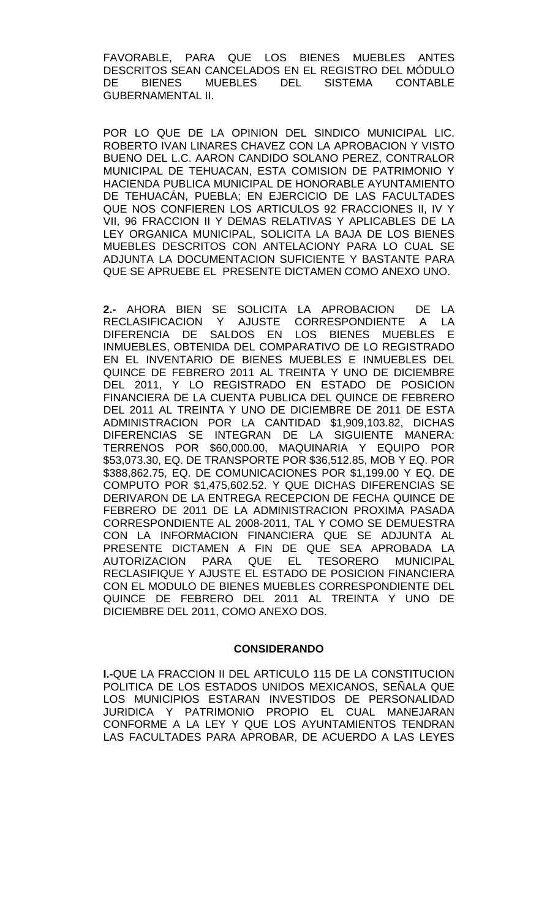FAVORABLE, PARA QUE LOS BIENES MUEBLES ANTES DESCRITOS SEAN CANCELADOS EN EL REGISTRO DEL MÓDULO DE BIENES MUEBLES DEL SISTEMA CONTABLE GUBERNAMENTAL II.

POR LO QUE DE LA OPINION DEL SINDICO MUNICIPAL LIC. ROBERTO IVAN LINARES CHAVEZ CON LA APROBACION Y VISTO BUENO DEL L.C. AARON CANDIDO SOLANO PEREZ, CONTRALOR MUNICIPAL DE TEHUACAN, ESTA COMISION DE PATRIMONIO Y HACIENDA PUBLICA MUNICIPAL DE HONORABLE AYUNTAMIENTO DE TEHUACÁN, PUEBLA; EN EJERCICIO DE LAS FACULTADES QUE NOS CONFIEREN LOS ARTICULOS 92 FRACCIONES II, IV Y VII, 96 FRACCION II Y DEMAS RELATIVAS Y APLICABLES DE LA LEY ORGANICA MUNICIPAL, SOLICITA LA BAJA DE LOS BIENES MUEBLES DESCRITOS CON ANTELACIONY PARA LO CUAL SE ADJUNTA LA DOCUMENTACION SUFICIENTE Y BASTANTE PARA QUE SE APRUEBE EL PRESENTE DICTAMEN COMO ANEXO UNO.

**2.-** AHORA BIEN SE SOLICITA LA APROBACION DE LA RECLASIFICACION Y AJUSTE CORRESPONDIENTE A LA DIFERENCIA DE SALDOS EN LOS BIENES MUEBLES E INMUEBLES, OBTENIDA DEL COMPARATIVO DE LO REGISTRADO EN EL INVENTARIO DE BIENES MUEBLES E INMUEBLES DEL QUINCE DE FEBRERO 2011 AL TREINTA Y UNO DE DICIEMBRE DEL 2011, Y LO REGISTRADO EN ESTADO DE POSICION FINANCIERA DE LA CUENTA PUBLICA DEL QUINCE DE FEBRERO DEL 2011 AL TREINTA Y UNO DE DICIEMBRE DE 2011 DE ESTA ADMINISTRACION POR LA CANTIDAD $1,909,103.82, DICHAS DIFERENCIAS SE INTEGRAN DE LA SIGUIENTE MANERA: TERRENOS POR $60,000.00, MAQUINARIA Y EQUIPO POR $53,073.30, EQ. DE TRANSPORTE POR $36,512.85, MOB Y EQ. POR $388,862.75, EQ. DE COMUNICACIONES POR $1,199.00 Y EQ. DE COMPUTO POR $1,475,602.52. Y QUE DICHAS DIFERENCIAS SE DERIVARON DE LA ENTREGA RECEPCION DE FECHA QUINCE DE FEBRERO DE 2011 DE LA ADMINISTRACION PROXIMA PASADA CORRESPONDIENTE AL 2008-2011, TAL Y COMO SE DEMUESTRA CON LA INFORMACION FINANCIERA QUE SE ADJUNTA AL PRESENTE DICTAMEN A FIN DE QUE SEA APROBADA LA AUTORIZACION PARA QUE EL TESORERO MUNICIPAL RECLASIFIQUE Y AJUSTE EL ESTADO DE POSICION FINANCIERA CON EL MODULO DE BIENES MUEBLES CORRESPONDIENTE DEL QUINCE DE FEBRERO DEL 2011 AL TREINTA Y UNO DE DICIEMBRE DEL 2011, COMO ANEXO DOS.

## CONSIDERANDO

**I.-**QUE LA FRACCION II DEL ARTICULO 115 DE LA CONSTITUCION POLITICA DE LOS ESTADOS UNIDOS MEXICANOS, SEÑALA QUE LOS MUNICIPIOS ESTARAN INVESTIDOS DE PERSONALIDAD JURIDICA Y PATRIMONIO PROPIO EL CUAL MANEJARAN CONFORME A LA LEY Y QUE LOS AYUNTAMIENTOS TENDRAN LAS FACULTADES PARA APROBAR, DE ACUERDO A LAS LEYES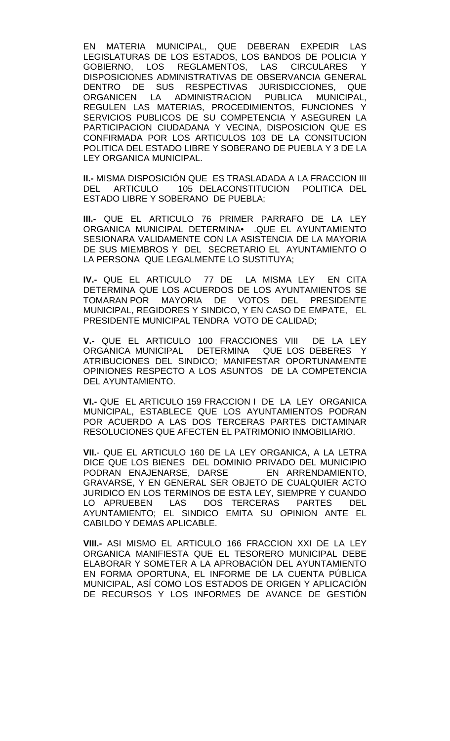EN MATERIA MUNICIPAL, QUE DEBERAN EXPEDIR LAS LEGISLATURAS DE LOS ESTADOS, LOS BANDOS DE POLICIA Y GOBIERNO, LOS REGLAMENTOS, LAS CIRCULARES Y DISPOSICIONES ADMINISTRATIVAS DE OBSERVANCIA GENERAL DENTRO DE SUS RESPECTIVAS JURISDICCIONES, QUE ORGANICEN LA ADMINISTRACION PUBLICA MUNICIPAL, REGULEN LAS MATERIAS, PROCEDIMIENTOS, FUNCIONES Y SERVICIOS PUBLICOS DE SU COMPETENCIA Y ASEGUREN LA PARTICIPACION CIUDADANA Y VECINA, DISPOSICION QUE ES CONFIRMADA POR LOS ARTICULOS 103 DE LA CONSITUCION POLITICA DEL ESTADO LIBRE Y SOBERANO DE PUEBLA Y 3 DE LA LEY ORGANICA MUNICIPAL.

**II.-** MISMA DISPOSICIÓN QUE ES TRASLADADA A LA FRACCION III DEL ARTICULO 105 DELACONSTITUCION POLITICA DEL ESTADO LIBRE Y SOBERANO DE PUEBLA;

**III.-** QUE EL ARTICULO 76 PRIMER PARRAFO DE LA LEY ORGANICA MUNICIPAL DETERMINA• .QUE EL AYUNTAMIENTO SESIONARA VALIDAMENTE CON LA ASISTENCIA DE LA MAYORIA DE SUS MIEMBROS Y DEL SECRETARIO EL AYUNTAMIENTO O LA PERSONA QUE LEGALMENTE LO SUSTITUYA;

**IV.-** QUE EL ARTICULO 77 DE LA MISMA LEY EN CITA DETERMINA QUE LOS ACUERDOS DE LOS AYUNTAMIENTOS SE TOMARAN POR MAYORIA DE VOTOS DEL PRESIDENTE MUNICIPAL, REGIDORES Y SINDICO, Y EN CASO DE EMPATE, EL PRESIDENTE MUNICIPAL TENDRA VOTO DE CALIDAD;

**V.-** QUE EL ARTICULO 100 FRACCIONES VIII DE LA LEY ORGANICA MUNICIPAL DETERMINA QUE LOS DEBERES Y ATRIBUCIONES DEL SINDICO; MANIFESTAR OPORTUNAMENTE OPINIONES RESPECTO A LOS ASUNTOS DE LA COMPETENCIA DEL AYUNTAMIENTO.

**VI.-** QUE EL ARTICULO 159 FRACCION I DE LA LEY ORGANICA MUNICIPAL, ESTABLECE QUE LOS AYUNTAMIENTOS PODRAN POR ACUERDO A LAS DOS TERCERAS PARTES DICTAMINAR RESOLUCIONES QUE AFECTEN EL PATRIMONIO INMOBILIARIO.

**VII.**- QUE EL ARTICULO 160 DE LA LEY ORGANICA, A LA LETRA DICE QUE LOS BIENES DEL DOMINIO PRIVADO DEL MUNICIPIO PODRAN ENAJENARSE, DARSE EN ARRENDAMIENTO, GRAVARSE, Y EN GENERAL SER OBJETO DE CUALQUIER ACTO JURIDICO EN LOS TERMINOS DE ESTA LEY, SIEMPRE Y CUANDO LO APRUEBEN LAS DOS TERCERAS PARTES DEL AYUNTAMIENTO; EL SINDICO EMITA SU OPINION ANTE EL CABILDO Y DEMAS APLICABLE.

**VIII.-** ASI MISMO EL ARTICULO 166 FRACCION XXI DE LA LEY ORGANICA MANIFIESTA QUE EL TESORERO MUNICIPAL DEBE ELABORAR Y SOMETER A LA APROBACIÓN DEL AYUNTAMIENTO EN FORMA OPORTUNA, EL INFORME DE LA CUENTA PÚBLICA MUNICIPAL, ASÍ COMO LOS ESTADOS DE ORIGEN Y APLICACIÓN DE RECURSOS Y LOS INFORMES DE AVANCE DE GESTIÓN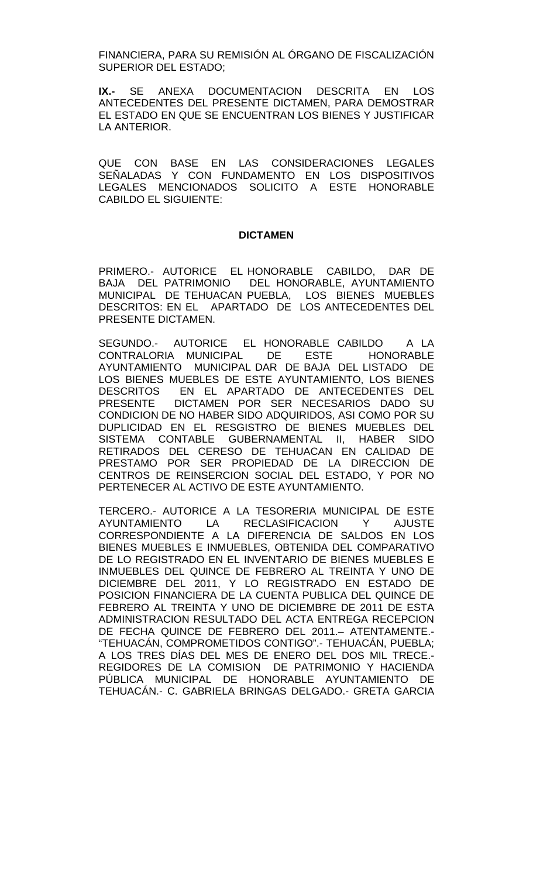FINANCIERA, PARA SU REMISIÓN AL ÓRGANO DE FISCALIZACIÓN SUPERIOR DEL ESTADO;

**IX.-** SE ANEXA DOCUMENTACION DESCRITA EN LOS ANTECEDENTES DEL PRESENTE DICTAMEN, PARA DEMOSTRAR EL ESTADO EN QUE SE ENCUENTRAN LOS BIENES Y JUSTIFICAR LA ANTERIOR.

QUE CON BASE EN LAS CONSIDERACIONES LEGALES SEÑALADAS Y CON FUNDAMENTO EN LOS DISPOSITIVOS LEGALES MENCIONADOS SOLICITO A ESTE HONORABLE CABILDO EL SIGUIENTE:

**DICTAMEN**

PRIMERO.- AUTORICE EL HONORABLE CABILDO, DAR DE BAJA DEL PATRIMONIO DEL HONORABLE, AYUNTAMIENTO MUNICIPAL DE TEHUACAN PUEBLA, LOS BIENES MUEBLES DESCRITOS: EN EL APARTADO DE LOS ANTECEDENTES DEL PRESENTE DICTAMEN.

SEGUNDO.- AUTORICE EL HONORABLE CABILDO A LA CONTRALORIA MUNICIPAL DE ESTE HONORABLE AYUNTAMIENTO MUNICIPAL DAR DE BAJA DEL LISTADO DE LOS BIENES MUEBLES DE ESTE AYUNTAMIENTO, LOS BIENES DESCRITOS EN EL APARTADO DE ANTECEDENTES DEL PRESENTE DICTAMEN POR SER NECESARIOS DADO SU CONDICION DE NO HABER SIDO ADQUIRIDOS, ASI COMO POR SU DUPLICIDAD EN EL RESGISTRO DE BIENES MUEBLES DEL SISTEMA CONTABLE GUBERNAMENTAL II, HABER SIDO RETIRADOS DEL CERESO DE TEHUACAN EN CALIDAD DE PRESTAMO POR SER PROPIEDAD DE LA DIRECCION DE CENTROS DE REINSERCION SOCIAL DEL ESTADO, Y POR NO PERTENECER AL ACTIVO DE ESTE AYUNTAMIENTO.

TERCERO.- AUTORICE A LA TESORERIA MUNICIPAL DE ESTE AYUNTAMIENTO LA RECLASIFICACION Y AJUSTE CORRESPONDIENTE A LA DIFERENCIA DE SALDOS EN LOS BIENES MUEBLES E INMUEBLES, OBTENIDA DEL COMPARATIVO DE LO REGISTRADO EN EL INVENTARIO DE BIENES MUEBLES E INMUEBLES DEL QUINCE DE FEBRERO AL TREINTA Y UNO DE DICIEMBRE DEL 2011, Y LO REGISTRADO EN ESTADO DE POSICION FINANCIERA DE LA CUENTA PUBLICA DEL QUINCE DE FEBRERO AL TREINTA Y UNO DE DICIEMBRE DE 2011 DE ESTA ADMINISTRACION RESULTADO DEL ACTA ENTREGA RECEPCION DE FECHA QUINCE DE FEBRERO DEL 2011.– ATENTAMENTE.- "TEHUACÁN, COMPROMETIDOS CONTIGO".- TEHUACÁN, PUEBLA; A LOS TRES DÍAS DEL MES DE ENERO DEL DOS MIL TRECE.- REGIDORES DE LA COMISION DE PATRIMONIO Y HACIENDA PÚBLICA MUNICIPAL DE HONORABLE AYUNTAMIENTO DE TEHUACÁN.- C. GABRIELA BRINGAS DELGADO.- GRETA GARCIA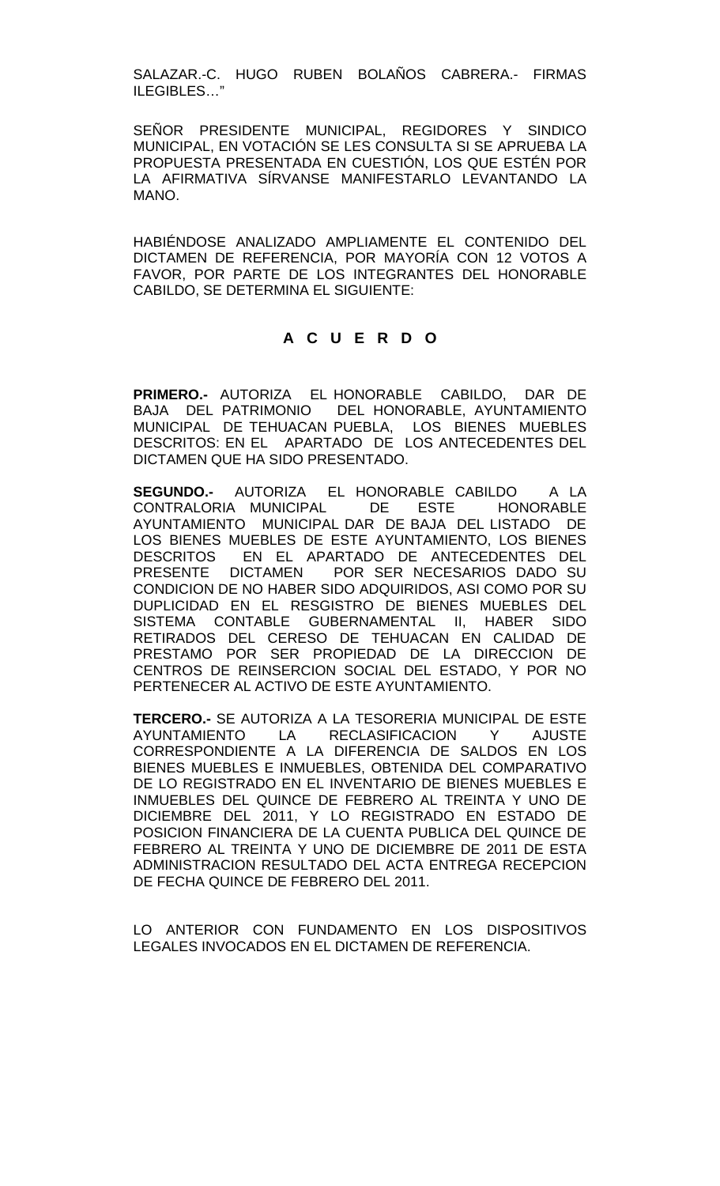SALAZAR.-C. HUGO RUBEN BOLAÑOS CABRERA.- FIRMAS ILEGIBLES…"

SEÑOR PRESIDENTE MUNICIPAL, REGIDORES Y SINDICO MUNICIPAL, EN VOTACIÓN SE LES CONSULTA SI SE APRUEBA LA PROPUESTA PRESENTADA EN CUESTIÓN, LOS QUE ESTÉN POR LA AFIRMATIVA SÍRVANSE MANIFESTARLO LEVANTANDO LA MANO.

HABIÉNDOSE ANALIZADO AMPLIAMENTE EL CONTENIDO DEL DICTAMEN DE REFERENCIA, POR MAYORÍA CON 12 VOTOS A FAVOR, POR PARTE DE LOS INTEGRANTES DEL HONORABLE CABILDO, SE DETERMINA EL SIGUIENTE:

## A C U E R D O

**PRIMERO.-** AUTORIZA EL HONORABLE CABILDO, DAR DE BAJA DEL PATRIMONIO DEL HONORABLE, AYUNTAMIENTO MUNICIPAL DE TEHUACAN PUEBLA, LOS BIENES MUEBLES DESCRITOS: EN EL APARTADO DE LOS ANTECEDENTES DEL DICTAMEN QUE HA SIDO PRESENTADO.

**SEGUNDO.-** AUTORIZA EL HONORABLE CABILDO A LA CONTRALORIA MUNICIPAL DE ESTE HONORABLE AYUNTAMIENTO MUNICIPAL DAR DE BAJA DEL LISTADO DE LOS BIENES MUEBLES DE ESTE AYUNTAMIENTO, LOS BIENES DESCRITOS EN EL APARTADO DE ANTECEDENTES DEL PRESENTE DICTAMEN POR SER NECESARIOS DADO SU CONDICION DE NO HABER SIDO ADQUIRIDOS, ASI COMO POR SU DUPLICIDAD EN EL RESGISTRO DE BIENES MUEBLES DEL SISTEMA CONTABLE GUBERNAMENTAL II, HABER SIDO RETIRADOS DEL CERESO DE TEHUACAN EN CALIDAD DE PRESTAMO POR SER PROPIEDAD DE LA DIRECCION DE CENTROS DE REINSERCION SOCIAL DEL ESTADO, Y POR NO PERTENECER AL ACTIVO DE ESTE AYUNTAMIENTO.

**TERCERO.-** SE AUTORIZA A LA TESORERIA MUNICIPAL DE ESTE AYUNTAMIENTO LA RECLASIFICACION Y AJUSTE CORRESPONDIENTE A LA DIFERENCIA DE SALDOS EN LOS BIENES MUEBLES E INMUEBLES, OBTENIDA DEL COMPARATIVO DE LO REGISTRADO EN EL INVENTARIO DE BIENES MUEBLES E INMUEBLES DEL QUINCE DE FEBRERO AL TREINTA Y UNO DE DICIEMBRE DEL 2011, Y LO REGISTRADO EN ESTADO DE POSICION FINANCIERA DE LA CUENTA PUBLICA DEL QUINCE DE FEBRERO AL TREINTA Y UNO DE DICIEMBRE DE 2011 DE ESTA ADMINISTRACION RESULTADO DEL ACTA ENTREGA RECEPCION DE FECHA QUINCE DE FEBRERO DEL 2011.

LO ANTERIOR CON FUNDAMENTO EN LOS DISPOSITIVOS LEGALES INVOCADOS EN EL DICTAMEN DE REFERENCIA.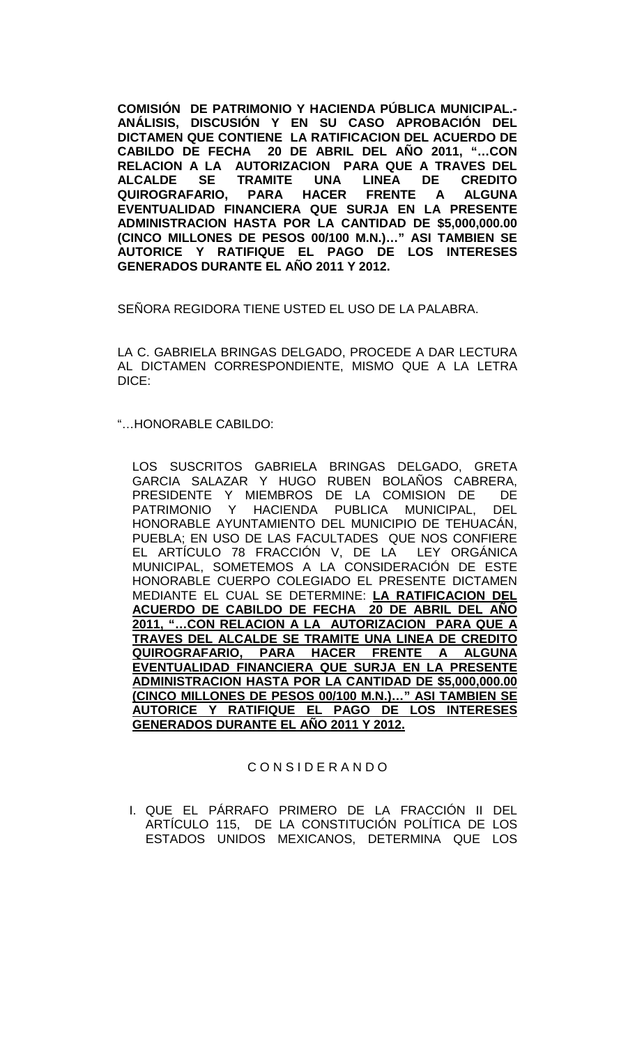**COMISIÓN DE PATRIMONIO Y HACIENDA PÚBLICA MUNICIPAL.- ANÁLISIS, DISCUSIÓN Y EN SU CASO APROBACIÓN DEL DICTAMEN QUE CONTIENE LA RATIFICACION DEL ACUERDO DE CABILDO DE FECHA 20 DE ABRIL DEL AÑO 2011, "…CON RELACION A LA AUTORIZACION PARA QUE A TRAVES DEL ALCALDE SE TRAMITE UNA LINEA DE CREDITO QUIROGRAFARIO, PARA HACER FRENTE A ALGUNA EVENTUALIDAD FINANCIERA QUE SURJA EN LA PRESENTE ADMINISTRACION HASTA POR LA CANTIDAD DE $5,000,000.00 (CINCO MILLONES DE PESOS 00/100 M.N.)…" ASI TAMBIEN SE AUTORICE Y RATIFIQUE EL PAGO DE LOS INTERESES GENERADOS DURANTE EL AÑO 2011 Y 2012.**

SEÑORA REGIDORA TIENE USTED EL USO DE LA PALABRA.

LA C. GABRIELA BRINGAS DELGADO, PROCEDE A DAR LECTURA AL DICTAMEN CORRESPONDIENTE, MISMO QUE A LA LETRA DICE:

"…HONORABLE CABILDO:

LOS SUSCRITOS GABRIELA BRINGAS DELGADO, GRETA GARCIA SALAZAR Y HUGO RUBEN BOLAÑOS CABRERA, PRESIDENTE Y MIEMBROS DE LA COMISION DE DE PATRIMONIO Y HACIENDA PUBLICA MUNICIPAL, DEL HONORABLE AYUNTAMIENTO DEL MUNICIPIO DE TEHUACÁN, PUEBLA; EN USO DE LAS FACULTADES QUE NOS CONFIERE EL ARTÍCULO 78 FRACCIÓN V, DE LA LEY ORGÁNICA MUNICIPAL, SOMETEMOS A LA CONSIDERACIÓN DE ESTE HONORABLE CUERPO COLEGIADO EL PRESENTE DICTAMEN MEDIANTE EL CUAL SE DETERMINE: **LA RATIFICACION DEL ACUERDO DE CABILDO DE FECHA 20 DE ABRIL DEL AÑO 2011, "…CON RELACION A LA AUTORIZACION PARA QUE A TRAVES DEL ALCALDE SE TRAMITE UNA LINEA DE CREDITO QUIROGRAFARIO, PARA HACER FRENTE A ALGUNA EVENTUALIDAD FINANCIERA QUE SURJA EN LA PRESENTE ADMINISTRACION HASTA POR LA CANTIDAD DE $5,000,000.00 (CINCO MILLONES DE PESOS 00/100 M.N.)…" ASI TAMBIEN SE AUTORICE Y RATIFIQUE EL PAGO DE LOS INTERESES GENERADOS DURANTE EL AÑO 2011 Y 2012.**

C O N S I D E R A N D O

I. QUE EL PÁRRAFO PRIMERO DE LA FRACCIÓN II DEL ARTÍCULO 115, DE LA CONSTITUCIÓN POLÍTICA DE LOS ESTADOS UNIDOS MEXICANOS, DETERMINA QUE LOS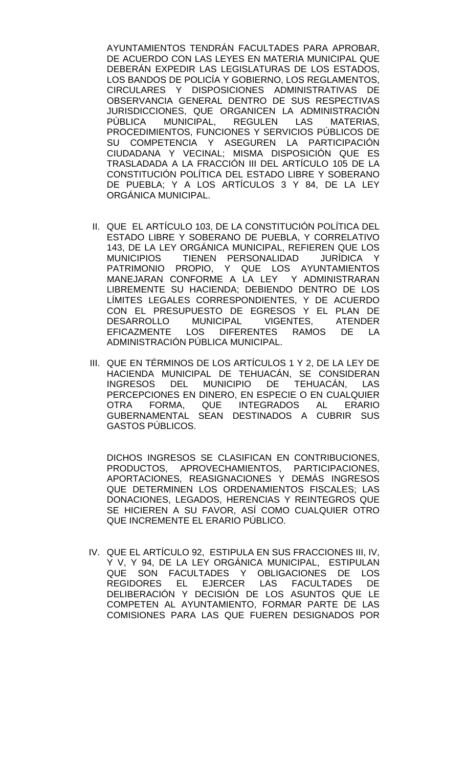AYUNTAMIENTOS TENDRÁN FACULTADES PARA APROBAR, DE ACUERDO CON LAS LEYES EN MATERIA MUNICIPAL QUE DEBERÁN EXPEDIR LAS LEGISLATURAS DE LOS ESTADOS, LOS BANDOS DE POLICÍA Y GOBIERNO, LOS REGLAMENTOS, CIRCULARES Y DISPOSICIONES ADMINISTRATIVAS DE OBSERVANCIA GENERAL DENTRO DE SUS RESPECTIVAS JURISDICCIONES, QUE ORGANICEN LA ADMINISTRACIÓN PÚBLICA MUNICIPAL, REGULEN LAS MATERIAS, PROCEDIMIENTOS, FUNCIONES Y SERVICIOS PÚBLICOS DE SU COMPETENCIA Y ASEGUREN LA PARTICIPACIÓN CIUDADANA Y VECINAL; MISMA DISPOSICIÓN QUE ES TRASLADADA A LA FRACCIÓN III DEL ARTÍCULO 105 DE LA CONSTITUCIÓN POLÍTICA DEL ESTADO LIBRE Y SOBERANO DE PUEBLA; Y A LOS ARTÍCULOS 3 Y 84, DE LA LEY ORGÁNICA MUNICIPAL.

II. QUE EL ARTÍCULO 103, DE LA CONSTITUCIÓN POLÍTICA DEL ESTADO LIBRE Y SOBERANO DE PUEBLA, Y CORRELATIVO 143, DE LA LEY ORGÁNICA MUNICIPAL, REFIEREN QUE LOS MUNICIPIOS TIENEN PERSONALIDAD JURÍDICA Y PATRIMONIO PROPIO, Y QUE LOS AYUNTAMIENTOS MANEJARAN CONFORME A LA LEY Y ADMINISTRARAN LIBREMENTE SU HACIENDA; DEBIENDO DENTRO DE LOS LÍMITES LEGALES CORRESPONDIENTES, Y DE ACUERDO CON EL PRESUPUESTO DE EGRESOS Y EL PLAN DE DESARROLLO MUNICIPAL VIGENTES, ATENDER EFICAZMENTE LOS DIFERENTES RAMOS DE LA ADMINISTRACIÓN PÚBLICA MUNICIPAL.

III. QUE EN TÉRMINOS DE LOS ARTÍCULOS 1 Y 2, DE LA LEY DE HACIENDA MUNICIPAL DE TEHUACÁN, SE CONSIDERAN INGRESOS DEL MUNICIPIO DE TEHUACÁN, LAS PERCEPCIONES EN DINERO, EN ESPECIE O EN CUALQUIER OTRA FORMA, QUE INTEGRADOS AL ERARIO GUBERNAMENTAL SEAN DESTINADOS A CUBRIR SUS GASTOS PÚBLICOS.

DICHOS INGRESOS SE CLASIFICAN EN CONTRIBUCIONES, PRODUCTOS, APROVECHAMIENTOS, PARTICIPACIONES, APORTACIONES, REASIGNACIONES Y DEMÁS INGRESOS QUE DETERMINEN LOS ORDENAMIENTOS FISCALES; LAS DONACIONES, LEGADOS, HERENCIAS Y REINTEGROS QUE SE HICIEREN A SU FAVOR, ASÍ COMO CUALQUIER OTRO QUE INCREMENTE EL ERARIO PÚBLICO.

IV. QUE EL ARTÍCULO 92, ESTIPULA EN SUS FRACCIONES III, IV, Y V, Y 94, DE LA LEY ORGÁNICA MUNICIPAL, ESTIPULAN QUE SON FACULTADES Y OBLIGACIONES DE LOS REGIDORES EL EJERCER LAS FACULTADES DE DELIBERACIÓN Y DECISIÓN DE LOS ASUNTOS QUE LE COMPETEN AL AYUNTAMIENTO, FORMAR PARTE DE LAS COMISIONES PARA LAS QUE FUEREN DESIGNADOS POR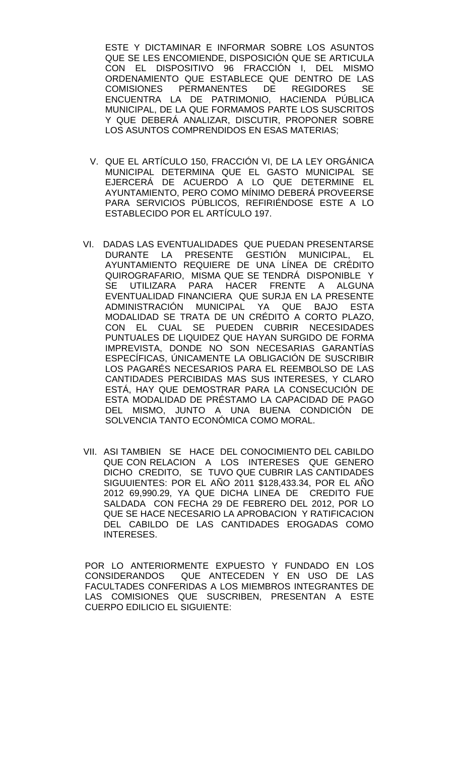ESTE Y DICTAMINAR E INFORMAR SOBRE LOS ASUNTOS QUE SE LES ENCOMIENDE, DISPOSICIÓN QUE SE ARTICULA CON EL DISPOSITIVO 96 FRACCIÓN I, DEL MISMO ORDENAMIENTO QUE ESTABLECE QUE DENTRO DE LAS COMISIONES PERMANENTES DE REGIDORES SE ENCUENTRA LA DE PATRIMONIO, HACIENDA PÚBLICA MUNICIPAL, DE LA QUE FORMAMOS PARTE LOS SUSCRITOS Y QUE DEBERÁ ANALIZAR, DISCUTIR, PROPONER SOBRE LOS ASUNTOS COMPRENDIDOS EN ESAS MATERIAS;

V. QUE EL ARTÍCULO 150, FRACCIÓN VI, DE LA LEY ORGÁNICA MUNICIPAL DETERMINA QUE EL GASTO MUNICIPAL SE EJERCERÁ DE ACUERDO A LO QUE DETERMINE EL AYUNTAMIENTO, PERO COMO MÍNIMO DEBERÁ PROVEERSE PARA SERVICIOS PÚBLICOS, REFIRIÉNDOSE ESTE A LO ESTABLECIDO POR EL ARTÍCULO 197.

VI. DADAS LAS EVENTUALIDADES QUE PUEDAN PRESENTARSE DURANTE LA PRESENTE GESTIÓN MUNICIPAL, EL AYUNTAMIENTO REQUIERE DE UNA LÍNEA DE CRÉDITO QUIROGRAFARIO, MISMA QUE SE TENDRÁ DISPONIBLE Y SE UTILIZARA PARA HACER FRENTE A ALGUNA EVENTUALIDAD FINANCIERA QUE SURJA EN LA PRESENTE ADMINISTRACIÓN MUNICIPAL YA QUE BAJO ESTA MODALIDAD SE TRATA DE UN CRÉDITO A CORTO PLAZO, CON EL CUAL SE PUEDEN CUBRIR NECESIDADES PUNTUALES DE LIQUIDEZ QUE HAYAN SURGIDO DE FORMA IMPREVISTA, DONDE NO SON NECESARIAS GARANTÍAS ESPECÍFICAS, ÚNICAMENTE LA OBLIGACIÓN DE SUSCRIBIR LOS PAGARÉS NECESARIOS PARA EL REEMBOLSO DE LAS CANTIDADES PERCIBIDAS MAS SUS INTERESES, Y CLARO ESTÁ, HAY QUE DEMOSTRAR PARA LA CONSECUCIÓN DE ESTA MODALIDAD DE PRÉSTAMO LA CAPACIDAD DE PAGO DEL MISMO, JUNTO A UNA BUENA CONDICIÓN DE SOLVENCIA TANTO ECONÓMICA COMO MORAL.

VII. ASI TAMBIEN SE HACE DEL CONOCIMIENTO DEL CABILDO QUE CON RELACION A LOS INTERESES QUE GENERO DICHO CREDITO, SE TUVO QUE CUBRIR LAS CANTIDADES SIGUUIENTES: POR EL AÑO 2011 $128,433.34, POR EL AÑO 2012 69,990.29, YA QUE DICHA LINEA DE CREDITO FUE SALDADA CON FECHA 29 DE FEBRERO DEL 2012, POR LO QUE SE HACE NECESARIO LA APROBACION Y RATIFICACION DEL CABILDO DE LAS CANTIDADES EROGADAS COMO INTERESES.

POR LO ANTERIORMENTE EXPUESTO Y FUNDADO EN LOS CONSIDERANDOS QUE ANTECEDEN Y EN USO DE LAS FACULTADES CONFERIDAS A LOS MIEMBROS INTEGRANTES DE LAS COMISIONES QUE SUSCRIBEN, PRESENTAN A ESTE CUERPO EDILICIO EL SIGUIENTE: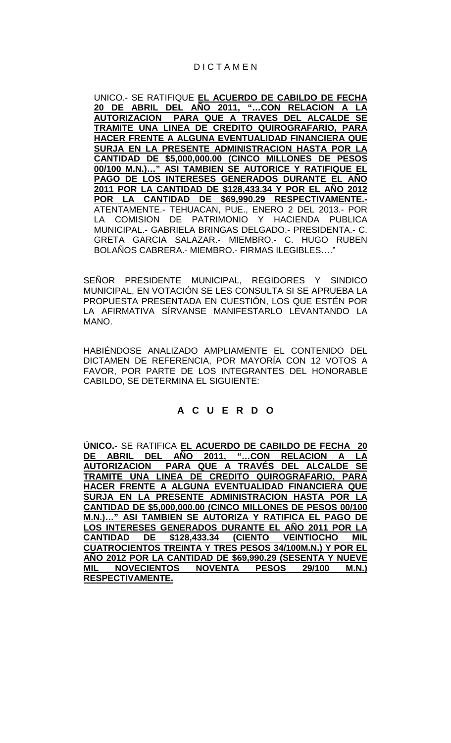# D I C T A M E N

UNICO.- SE RATIFIQUE **EL ACUERDO DE CABILDO DE FECHA 20 DE ABRIL DEL AÑO 2011, "…CON RELACION A LA AUTORIZACION PARA QUE A TRAVES DEL ALCALDE SE TRAMITE UNA LINEA DE CREDITO QUIROGRAFARIO, PARA HACER FRENTE A ALGUNA EVENTUALIDAD FINANCIERA QUE SURJA EN LA PRESENTE ADMINISTRACION HASTA POR LA CANTIDAD DE $5,000,000.00 (CINCO MILLONES DE PESOS 00/100 M.N.)…" ASI TAMBIEN SE AUTORICE Y RATIFIQUE EL PAGO DE LOS INTERESES GENERADOS DURANTE EL AÑO 2011 POR LA CANTIDAD DE $128,433.34 Y POR EL AÑO 2012 POR LA CANTIDAD DE $69,990.29 RESPECTIVAMENTE.-** ATENTAMENTE.- TEHUACAN, PUE., ENERO 2 DEL 2013.- POR LA COMISION DE PATRIMONIO Y HACIENDA PUBLICA MUNICIPAL.- GABRIELA BRINGAS DELGADO.- PRESIDENTA.- C. GRETA GARCIA SALAZAR.- MIEMBRO.- C. HUGO RUBEN BOLAÑOS CABRERA.- MIEMBRO.- FIRMAS ILEGIBLES…."

SEÑOR PRESIDENTE MUNICIPAL, REGIDORES Y SINDICO MUNICIPAL, EN VOTACIÓN SE LES CONSULTA SI SE APRUEBA LA PROPUESTA PRESENTADA EN CUESTIÓN, LOS QUE ESTÉN POR LA AFIRMATIVA SÍRVANSE MANIFESTARLO LEVANTANDO LA MANO.

HABIÉNDOSE ANALIZADO AMPLIAMENTE EL CONTENIDO DEL DICTAMEN DE REFERENCIA, POR MAYORÍA CON 12 VOTOS A FAVOR, POR PARTE DE LOS INTEGRANTES DEL HONORABLE CABILDO, SE DETERMINA EL SIGUIENTE:

# A C U E R D O

**ÚNICO.-** SE RATIFICA **EL ACUERDO DE CABILDO DE FECHA 20 DE ABRIL DEL AÑO 2011, "…CON RELACION A LA AUTORIZACION PARA QUE A TRAVÉS DEL ALCALDE SE TRAMITE UNA LINEA DE CREDITO QUIROGRAFARIO, PARA HACER FRENTE A ALGUNA EVENTUALIDAD FINANCIERA QUE SURJA EN LA PRESENTE ADMINISTRACION HASTA POR LA CANTIDAD DE $5,000,000.00 (CINCO MILLONES DE PESOS 00/100 M.N.)…" ASI TAMBIEN SE AUTORIZA Y RATIFICA EL PAGO DE LOS INTERESES GENERADOS DURANTE EL AÑO 2011 POR LA CANTIDAD DE $128,433.34 (CIENTO VEINTIOCHO MIL CUATROCIENTOS TREINTA Y TRES PESOS 34/100M.N.) Y POR EL AÑO 2012 POR LA CANTIDAD DE $69,990.29 (SESENTA Y NUEVE MIL NOVECIENTOS NOVENTA PESOS 29/100 M.N.) RESPECTIVAMENTE.**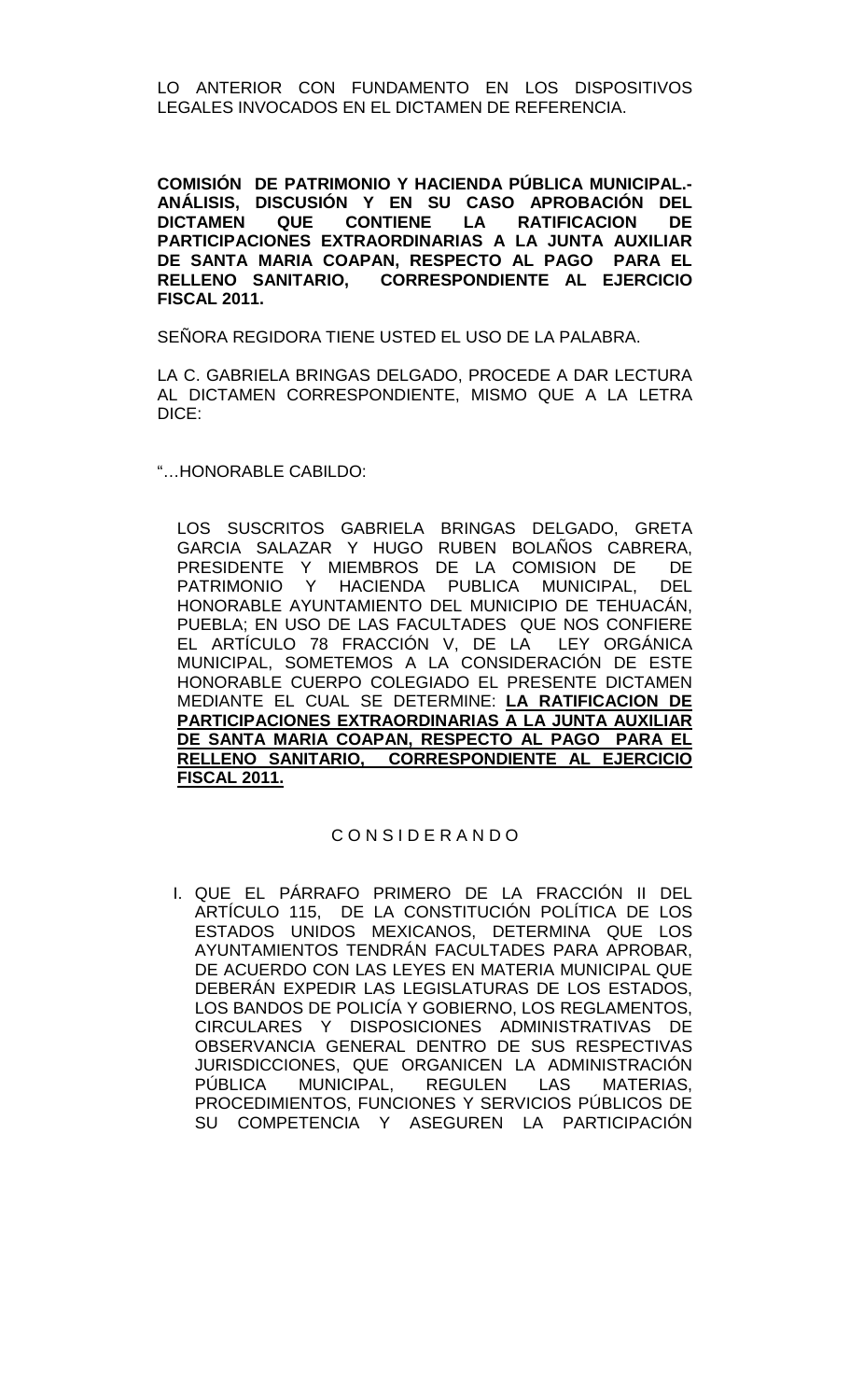LO ANTERIOR CON FUNDAMENTO EN LOS DISPOSITIVOS LEGALES INVOCADOS EN EL DICTAMEN DE REFERENCIA.

**COMISIÓN DE PATRIMONIO Y HACIENDA PÚBLICA MUNICIPAL.- ANÁLISIS, DISCUSIÓN Y EN SU CASO APROBACIÓN DEL DICTAMEN QUE CONTIENE LA RATIFICACION DE PARTICIPACIONES EXTRAORDINARIAS A LA JUNTA AUXILIAR DE SANTA MARIA COAPAN, RESPECTO AL PAGO PARA EL RELLENO SANITARIO, CORRESPONDIENTE AL EJERCICIO FISCAL 2011.**

SEÑORA REGIDORA TIENE USTED EL USO DE LA PALABRA.

LA C. GABRIELA BRINGAS DELGADO, PROCEDE A DAR LECTURA AL DICTAMEN CORRESPONDIENTE, MISMO QUE A LA LETRA DICE:

"…HONORABLE CABILDO:

LOS SUSCRITOS GABRIELA BRINGAS DELGADO, GRETA GARCIA SALAZAR Y HUGO RUBEN BOLAÑOS CABRERA, PRESIDENTE Y MIEMBROS DE LA COMISION DE DE PATRIMONIO Y HACIENDA PUBLICA MUNICIPAL, DEL HONORABLE AYUNTAMIENTO DEL MUNICIPIO DE TEHUACÁN, PUEBLA; EN USO DE LAS FACULTADES QUE NOS CONFIERE EL ARTÍCULO 78 FRACCIÓN V, DE LA LEY ORGÁNICA MUNICIPAL, SOMETEMOS A LA CONSIDERACIÓN DE ESTE HONORABLE CUERPO COLEGIADO EL PRESENTE DICTAMEN MEDIANTE EL CUAL SE DETERMINE: **LA RATIFICACION DE PARTICIPACIONES EXTRAORDINARIAS A LA JUNTA AUXILIAR DE SANTA MARIA COAPAN, RESPECTO AL PAGO PARA EL RELLENO SANITARIO, CORRESPONDIENTE AL EJERCICIO FISCAL 2011.**

C O N S I D E R A N D O

I. QUE EL PÁRRAFO PRIMERO DE LA FRACCIÓN II DEL ARTÍCULO 115, DE LA CONSTITUCIÓN POLÍTICA DE LOS ESTADOS UNIDOS MEXICANOS, DETERMINA QUE LOS AYUNTAMIENTOS TENDRÁN FACULTADES PARA APROBAR, DE ACUERDO CON LAS LEYES EN MATERIA MUNICIPAL QUE DEBERÁN EXPEDIR LAS LEGISLATURAS DE LOS ESTADOS, LOS BANDOS DE POLICÍA Y GOBIERNO, LOS REGLAMENTOS, CIRCULARES Y DISPOSICIONES ADMINISTRATIVAS DE OBSERVANCIA GENERAL DENTRO DE SUS RESPECTIVAS JURISDICCIONES, QUE ORGANICEN LA ADMINISTRACIÓN PÚBLICA MUNICIPAL, REGULEN LAS MATERIAS, PROCEDIMIENTOS, FUNCIONES Y SERVICIOS PÚBLICOS DE SU COMPETENCIA Y ASEGUREN LA PARTICIPACIÓN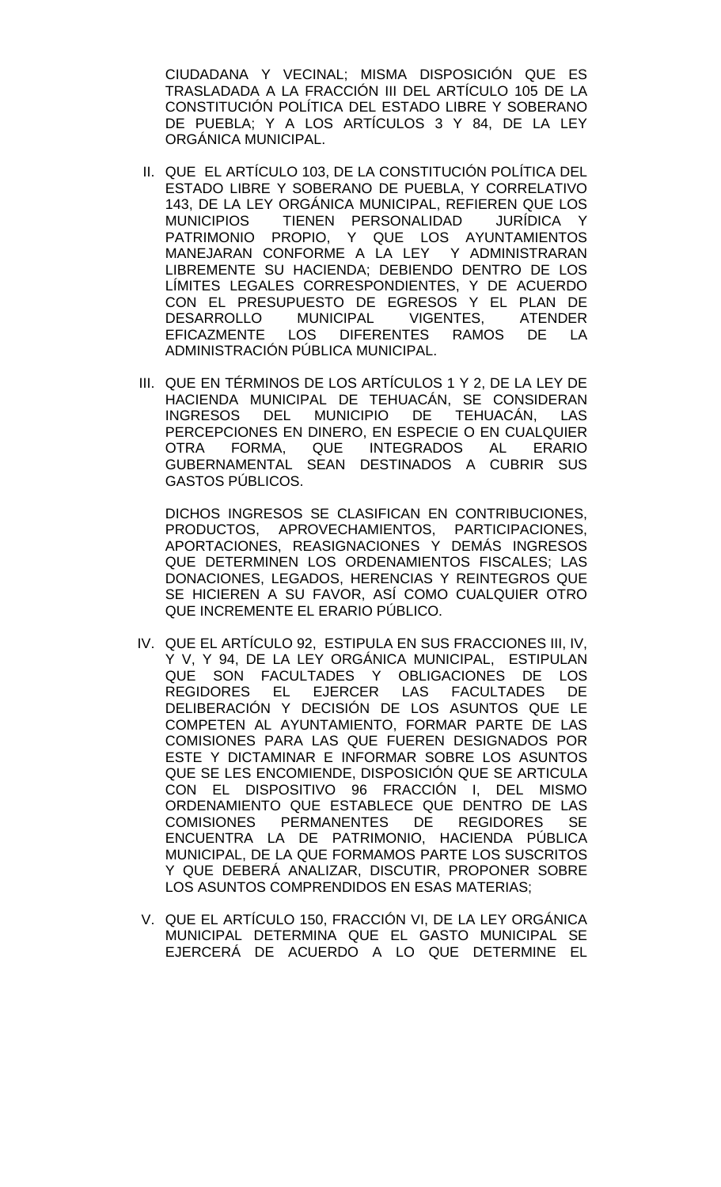CIUDADANA Y VECINAL; MISMA DISPOSICIÓN QUE ES TRASLADADA A LA FRACCIÓN III DEL ARTÍCULO 105 DE LA CONSTITUCIÓN POLÍTICA DEL ESTADO LIBRE Y SOBERANO DE PUEBLA; Y A LOS ARTÍCULOS 3 Y 84, DE LA LEY ORGÁNICA MUNICIPAL.

II. QUE EL ARTÍCULO 103, DE LA CONSTITUCIÓN POLÍTICA DEL ESTADO LIBRE Y SOBERANO DE PUEBLA, Y CORRELATIVO 143, DE LA LEY ORGÁNICA MUNICIPAL, REFIEREN QUE LOS MUNICIPIOS TIENEN PERSONALIDAD JURÍDICA Y PATRIMONIO PROPIO, Y QUE LOS AYUNTAMIENTOS MANEJARAN CONFORME A LA LEY Y ADMINISTRARAN LIBREMENTE SU HACIENDA; DEBIENDO DENTRO DE LOS LÍMITES LEGALES CORRESPONDIENTES, Y DE ACUERDO CON EL PRESUPUESTO DE EGRESOS Y EL PLAN DE DESARROLLO MUNICIPAL VIGENTES, ATENDER EFICAZMENTE LOS DIFERENTES RAMOS DE LA ADMINISTRACIÓN PÚBLICA MUNICIPAL.

III. QUE EN TÉRMINOS DE LOS ARTÍCULOS 1 Y 2, DE LA LEY DE HACIENDA MUNICIPAL DE TEHUACÁN, SE CONSIDERAN INGRESOS DEL MUNICIPIO DE TEHUACÁN, LAS PERCEPCIONES EN DINERO, EN ESPECIE O EN CUALQUIER OTRA FORMA, QUE INTEGRADOS AL ERARIO GUBERNAMENTAL SEAN DESTINADOS A CUBRIR SUS GASTOS PÚBLICOS.

DICHOS INGRESOS SE CLASIFICAN EN CONTRIBUCIONES, PRODUCTOS, APROVECHAMIENTOS, PARTICIPACIONES, APORTACIONES, REASIGNACIONES Y DEMÁS INGRESOS QUE DETERMINEN LOS ORDENAMIENTOS FISCALES; LAS DONACIONES, LEGADOS, HERENCIAS Y REINTEGROS QUE SE HICIEREN A SU FAVOR, ASÍ COMO CUALQUIER OTRO QUE INCREMENTE EL ERARIO PÚBLICO.

IV. QUE EL ARTÍCULO 92, ESTIPULA EN SUS FRACCIONES III, IV, Y V, Y 94, DE LA LEY ORGÁNICA MUNICIPAL, ESTIPULAN QUE SON FACULTADES Y OBLIGACIONES DE LOS REGIDORES EL EJERCER LAS FACULTADES DE DELIBERACIÓN Y DECISIÓN DE LOS ASUNTOS QUE LE COMPETEN AL AYUNTAMIENTO, FORMAR PARTE DE LAS COMISIONES PARA LAS QUE FUEREN DESIGNADOS POR ESTE Y DICTAMINAR E INFORMAR SOBRE LOS ASUNTOS QUE SE LES ENCOMIENDE, DISPOSICIÓN QUE SE ARTICULA CON EL DISPOSITIVO 96 FRACCIÓN I, DEL MISMO ORDENAMIENTO QUE ESTABLECE QUE DENTRO DE LAS COMISIONES PERMANENTES DE REGIDORES SE ENCUENTRA LA DE PATRIMONIO, HACIENDA PÚBLICA MUNICIPAL, DE LA QUE FORMAMOS PARTE LOS SUSCRITOS Y QUE DEBERÁ ANALIZAR, DISCUTIR, PROPONER SOBRE LOS ASUNTOS COMPRENDIDOS EN ESAS MATERIAS;

V. QUE EL ARTÍCULO 150, FRACCIÓN VI, DE LA LEY ORGÁNICA MUNICIPAL DETERMINA QUE EL GASTO MUNICIPAL SE EJERCERÁ DE ACUERDO A LO QUE DETERMINE EL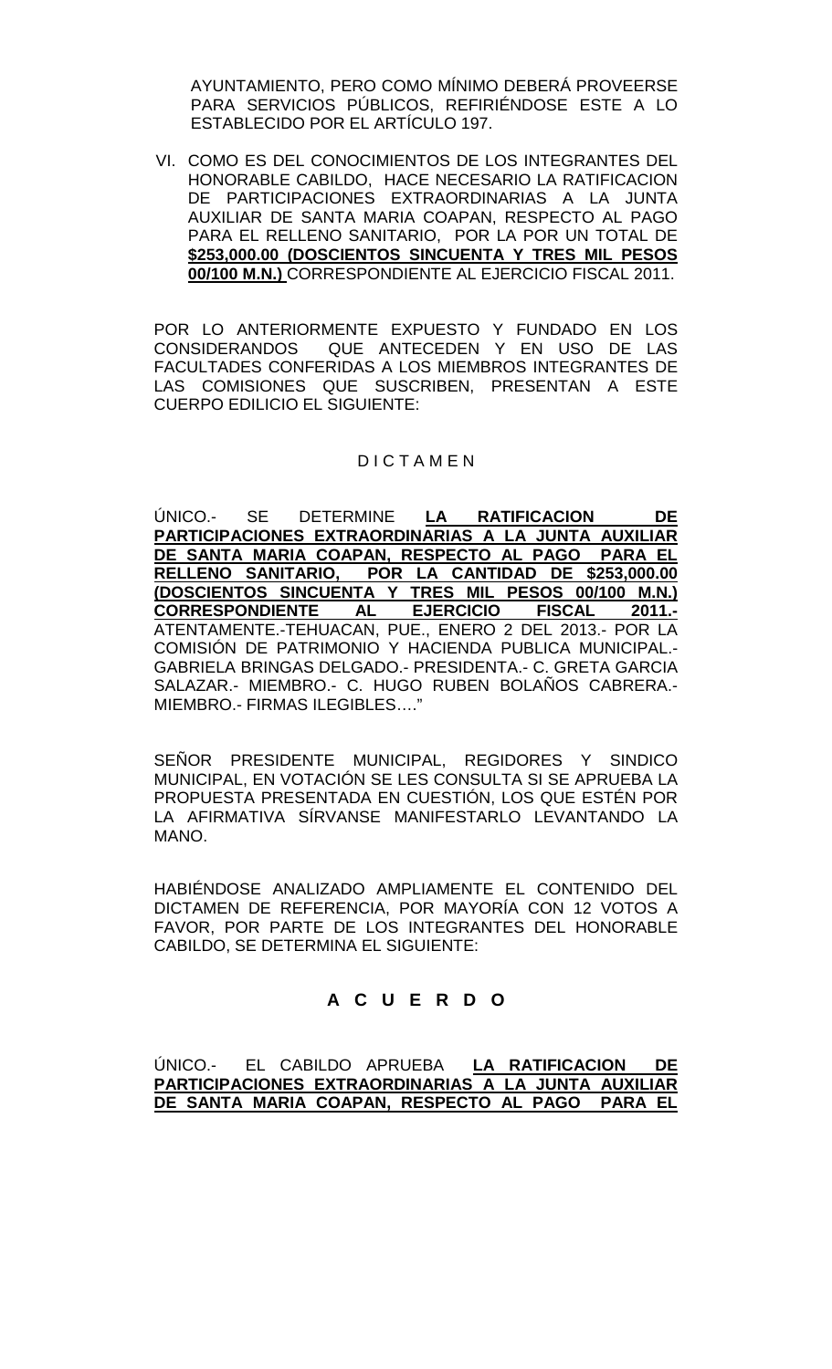AYUNTAMIENTO, PERO COMO MÍNIMO DEBERÁ PROVEERSE PARA SERVICIOS PÚBLICOS, REFIRIÉNDOSE ESTE A LO ESTABLECIDO POR EL ARTÍCULO 197.

VI. COMO ES DEL CONOCIMIENTOS DE LOS INTEGRANTES DEL HONORABLE CABILDO, HACE NECESARIO LA RATIFICACION DE PARTICIPACIONES EXTRAORDINARIAS A LA JUNTA AUXILIAR DE SANTA MARIA COAPAN, RESPECTO AL PAGO PARA EL RELLENO SANITARIO, POR LA POR UN TOTAL DE **\$253,000.00 (DOSCIENTOS SINCUENTA Y TRES MIL PESOS 00/100 M.N.)** CORRESPONDIENTE AL EJERCICIO FISCAL 2011.

POR LO ANTERIORMENTE EXPUESTO Y FUNDADO EN LOS CONSIDERANDOS QUE ANTECEDEN Y EN USO DE LAS FACULTADES CONFERIDAS A LOS MIEMBROS INTEGRANTES DE LAS COMISIONES QUE SUSCRIBEN, PRESENTAN A ESTE CUERPO EDILICIO EL SIGUIENTE:

D I C T A M E N

ÚNICO.- SE DETERMINE **LA RATIFICACION DE PARTICIPACIONES EXTRAORDINARIAS A LA JUNTA AUXILIAR DE SANTA MARIA COAPAN, RESPECTO AL PAGO PARA EL RELLENO SANITARIO, POR LA CANTIDAD DE \$253,000.00 (DOSCIENTOS SINCUENTA Y TRES MIL PESOS 00/100 M.N.) CORRESPONDIENTE AL EJERCICIO FISCAL 2011.-** ATENTAMENTE.-TEHUACAN, PUE., ENERO 2 DEL 2013.- POR LA COMISIÓN DE PATRIMONIO Y HACIENDA PUBLICA MUNICIPAL.- GABRIELA BRINGAS DELGADO.- PRESIDENTA.- C. GRETA GARCIA SALAZAR.- MIEMBRO.- C. HUGO RUBEN BOLAÑOS CABRERA.- MIEMBRO.- FIRMAS ILEGIBLES…."

SEÑOR PRESIDENTE MUNICIPAL, REGIDORES Y SINDICO MUNICIPAL, EN VOTACIÓN SE LES CONSULTA SI SE APRUEBA LA PROPUESTA PRESENTADA EN CUESTIÓN, LOS QUE ESTÉN POR LA AFIRMATIVA SÍRVANSE MANIFESTARLO LEVANTANDO LA MANO.

HABIÉNDOSE ANALIZADO AMPLIAMENTE EL CONTENIDO DEL DICTAMEN DE REFERENCIA, POR MAYORÍA CON 12 VOTOS A FAVOR, POR PARTE DE LOS INTEGRANTES DEL HONORABLE CABILDO, SE DETERMINA EL SIGUIENTE:

**A C U E R D O**

ÚNICO.- EL CABILDO APRUEBA **LA RATIFICACION DE PARTICIPACIONES EXTRAORDINARIAS A LA JUNTA AUXILIAR DE SANTA MARIA COAPAN, RESPECTO AL PAGO PARA EL**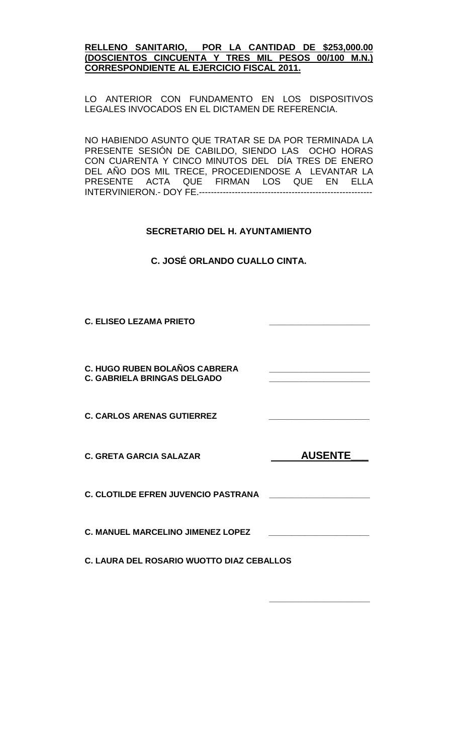**<u>RELLENO SANITARIO, POR LA CANTIDAD DE $253,000.00 (DOSCIENTOS CINCUENTA Y TRES MIL PESOS 00/100 M.N.) CORRESPONDIENTE AL EJERCICIO FISCAL 2011.</u>**

LO ANTERIOR CON FUNDAMENTO EN LOS DISPOSITIVOS LEGALES INVOCADOS EN EL DICTAMEN DE REFERENCIA.

NO HABIENDO ASUNTO QUE TRATAR SE DA POR TERMINADA LA PRESENTE SESIÓN DE CABILDO, SIENDO LAS OCHO HORAS CON CUARENTA Y CINCO MINUTOS DEL DÍA TRES DE ENERO DEL AÑO DOS MIL TRECE, PROCEDIENDOSE A LEVANTAR LA PRESENTE ACTA QUE FIRMAN LOS QUE EN ELLA INTERVINIERON.- DOY FE.----------------------------------------------------------

**SECRETARIO DEL H. AYUNTAMIENTO**

**C. JOSÉ ORLANDO CUALLO CINTA.**

**C. ELISEO LEZAMA PRIETO** \_\_\_\_\_\_\_\_\_\_\_\_\_\_\_\_\_\_\_\_\_\_

**C. HUGO RUBEN BOLAÑOS CABRERA** \_\_\_\_\_\_\_\_\_\_\_\_\_\_\_\_\_\_\_\_\_\_
**C. GABRIELA BRINGAS DELGADO** \_\_\_\_\_\_\_\_\_\_\_\_\_\_\_\_\_\_\_\_\_\_

**C. CARLOS ARENAS GUTIERREZ** \_\_\_\_\_\_\_\_\_\_\_\_\_\_\_\_\_\_\_\_\_\_

**C. GRETA GARCIA SALAZAR** **<u>AUSENTE</u>**

**C. CLOTILDE EFREN JUVENCIO PASTRANA** \_\_\_\_\_\_\_\_\_\_\_\_\_\_\_\_\_\_\_\_\_\_

**C. MANUEL MARCELINO JIMENEZ LOPEZ** \_\_\_\_\_\_\_\_\_\_\_\_\_\_\_\_\_\_\_\_\_\_

**C. LAURA DEL ROSARIO WUOTTO DIAZ CEBALLOS**

\_\_\_\_\_\_\_\_\_\_\_\_\_\_\_\_\_\_\_\_\_\_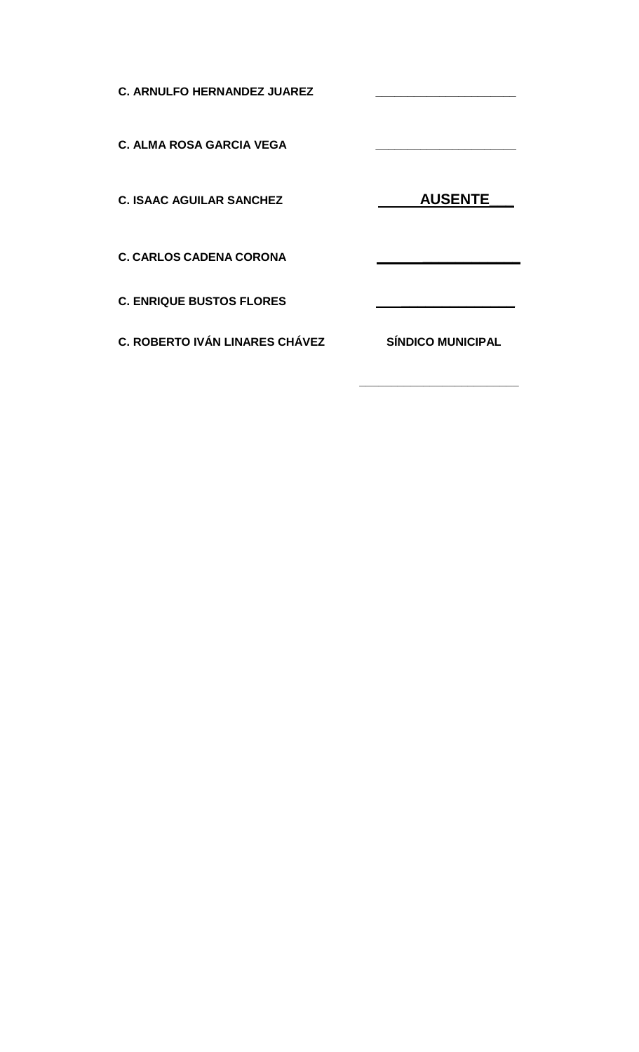**C. ARNULFO HERNANDEZ JUAREZ** ______________________

**C. ALMA ROSA GARCIA VEGA** ______________________

**C. ISAAC AGUILAR SANCHEZ** ______AUSENTE___

**C. CARLOS CADENA CORONA** ______________________

**C. ENRIQUE BUSTOS FLORES** ______________________

**C. ROBERTO IVÁN LINARES CHÁVEZ** **SÍNDICO MUNICIPAL**

______________________